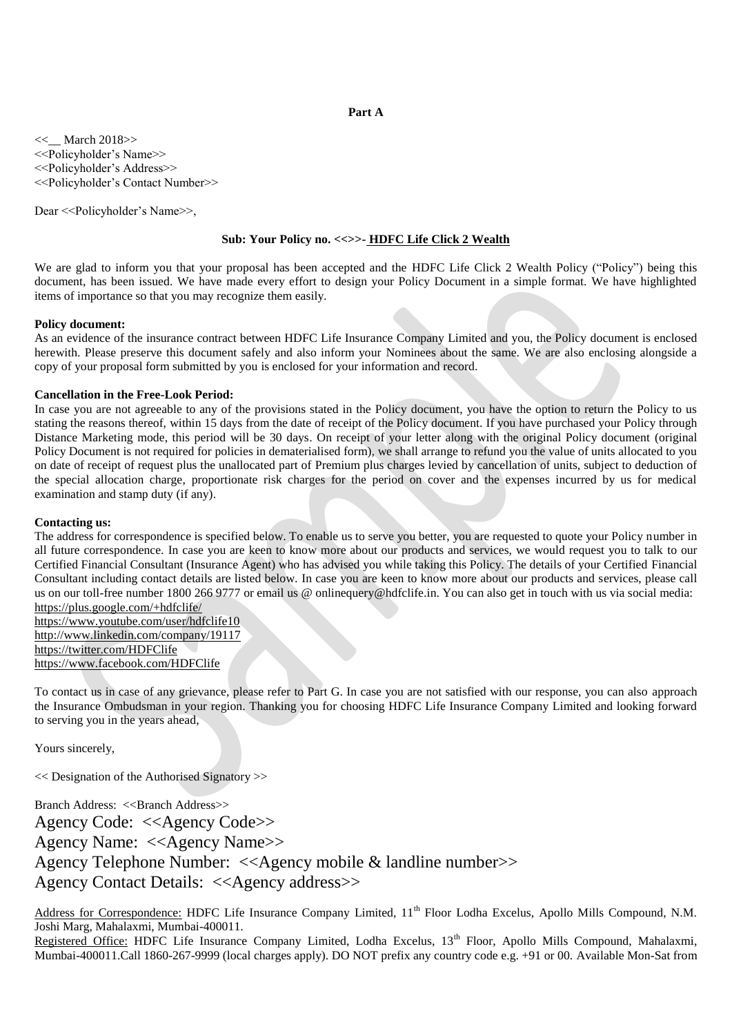**Part A**

<<\_\_ March 2018>>
<<Policyholder's Name>>
<<Policyholder's Address>>
<<Policyholder's Contact Number>>

Dear <<Policyholder's Name>>,

**Sub: Your Policy no. <<>>- HDFC Life Click 2 Wealth**

We are glad to inform you that your proposal has been accepted and the HDFC Life Click 2 Wealth Policy ("Policy") being this document, has been issued. We have made every effort to design your Policy Document in a simple format. We have highlighted items of importance so that you may recognize them easily.

**Policy document:**
As an evidence of the insurance contract between HDFC Life Insurance Company Limited and you, the Policy document is enclosed herewith. Please preserve this document safely and also inform your Nominees about the same. We are also enclosing alongside a copy of your proposal form submitted by you is enclosed for your information and record.

**Cancellation in the Free-Look Period:**
In case you are not agreeable to any of the provisions stated in the Policy document, you have the option to return the Policy to us stating the reasons thereof, within 15 days from the date of receipt of the Policy document. If you have purchased your Policy through Distance Marketing mode, this period will be 30 days. On receipt of your letter along with the original Policy document (original Policy Document is not required for policies in dematerialised form), we shall arrange to refund you the value of units allocated to you on date of receipt of request plus the unallocated part of Premium plus charges levied by cancellation of units, subject to deduction of the special allocation charge, proportionate risk charges for the period on cover and the expenses incurred by us for medical examination and stamp duty (if any).

**Contacting us:**
The address for correspondence is specified below. To enable us to serve you better, you are requested to quote your Policy number in all future correspondence. In case you are keen to know more about our products and services, we would request you to talk to our Certified Financial Consultant (Insurance Agent) who has advised you while taking this Policy. The details of your Certified Financial Consultant including contact details are listed below. In case you are keen to know more about our products and services, please call us on our toll-free number 1800 266 9777 or email us @ onlinequery@hdfclife.in. You can also get in touch with us via social media:
https://plus.google.com/+hdfclife/
https://www.youtube.com/user/hdfclife10
http://www.linkedin.com/company/19117
https://twitter.com/HDFClife
https://www.facebook.com/HDFClife

To contact us in case of any grievance, please refer to Part G. In case you are not satisfied with our response, you can also approach the Insurance Ombudsman in your region. Thanking you for choosing HDFC Life Insurance Company Limited and looking forward to serving you in the years ahead,

Yours sincerely,

<< Designation of the Authorised Signatory >>

Branch Address: <<Branch Address>>
Agency Code: <<Agency Code>>
Agency Name: <<Agency Name>>
Agency Telephone Number: <<Agency mobile & landline number>>
Agency Contact Details: <<Agency address>>

Address for Correspondence: HDFC Life Insurance Company Limited, 11th Floor Lodha Excelus, Apollo Mills Compound, N.M. Joshi Marg, Mahalaxmi, Mumbai-400011.
Registered Office: HDFC Life Insurance Company Limited, Lodha Excelus, 13th Floor, Apollo Mills Compound, Mahalaxmi, Mumbai-400011.Call 1860-267-9999 (local charges apply). DO NOT prefix any country code e.g. +91 or 00. Available Mon-Sat from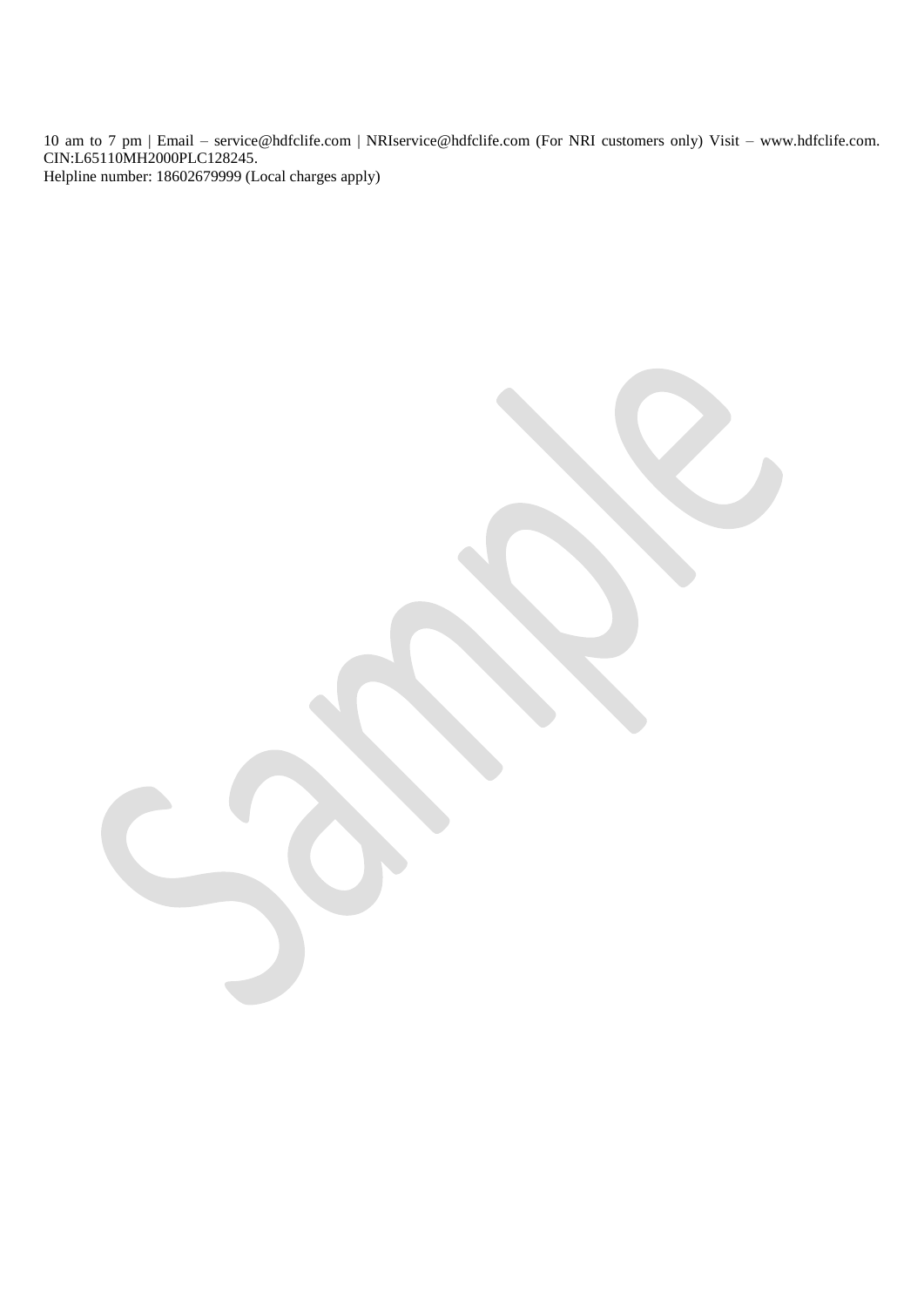10 am to 7 pm | Email – service@hdfclife.com | NRIservice@hdfclife.com (For NRI customers only) Visit – www.hdfclife.com. CIN:L65110MH2000PLC128245.
Helpline number: 18602679999 (Local charges apply)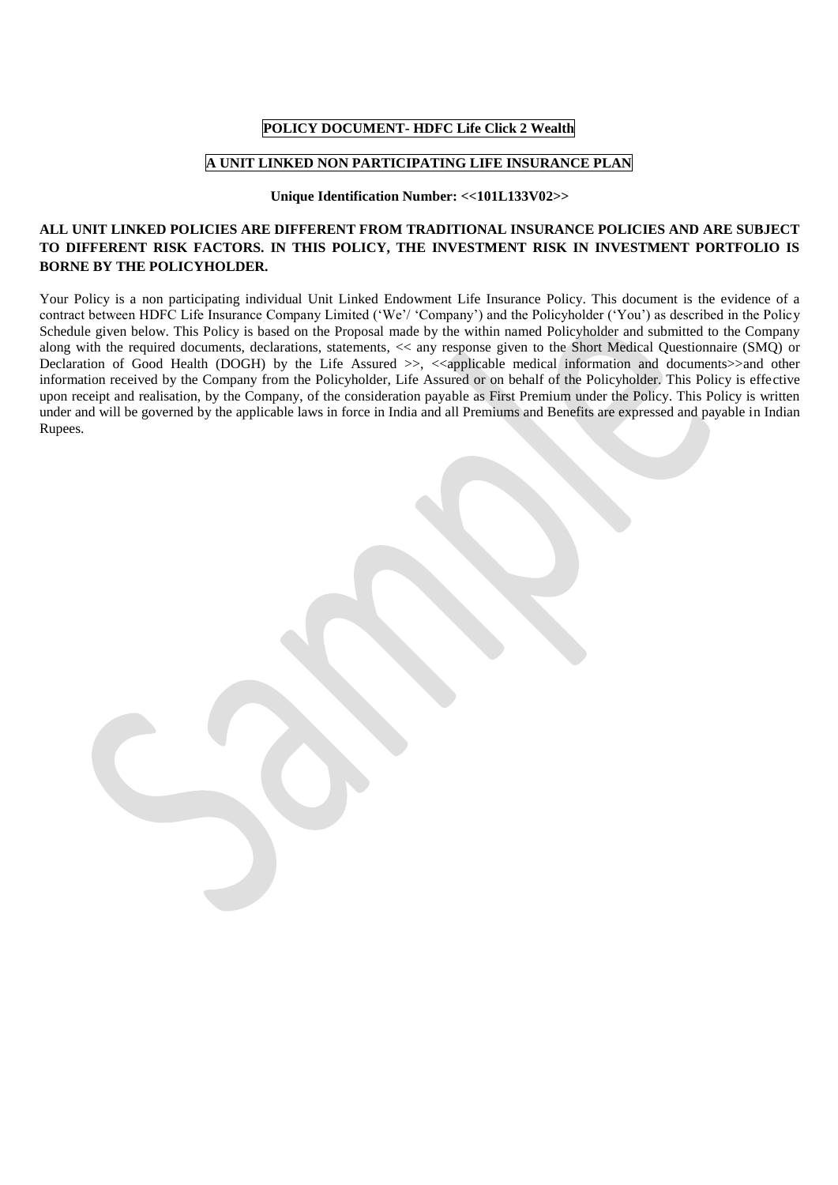**POLICY DOCUMENT- HDFC Life Click 2 Wealth**

**A UNIT LINKED NON PARTICIPATING LIFE INSURANCE PLAN**

**Unique Identification Number: <<101L133V02>>**

**ALL UNIT LINKED POLICIES ARE DIFFERENT FROM TRADITIONAL INSURANCE POLICIES AND ARE SUBJECT TO DIFFERENT RISK FACTORS. IN THIS POLICY, THE INVESTMENT RISK IN INVESTMENT PORTFOLIO IS BORNE BY THE POLICYHOLDER.**

Your Policy is a non participating individual Unit Linked Endowment Life Insurance Policy. This document is the evidence of a contract between HDFC Life Insurance Company Limited ('We'/ 'Company') and the Policyholder ('You') as described in the Policy Schedule given below. This Policy is based on the Proposal made by the within named Policyholder and submitted to the Company along with the required documents, declarations, statements, << any response given to the Short Medical Questionnaire (SMQ) or Declaration of Good Health (DOGH) by the Life Assured >>, <<applicable medical information and documents>>and other information received by the Company from the Policyholder, Life Assured or on behalf of the Policyholder. This Policy is effective upon receipt and realisation, by the Company, of the consideration payable as First Premium under the Policy. This Policy is written under and will be governed by the applicable laws in force in India and all Premiums and Benefits are expressed and payable in Indian Rupees.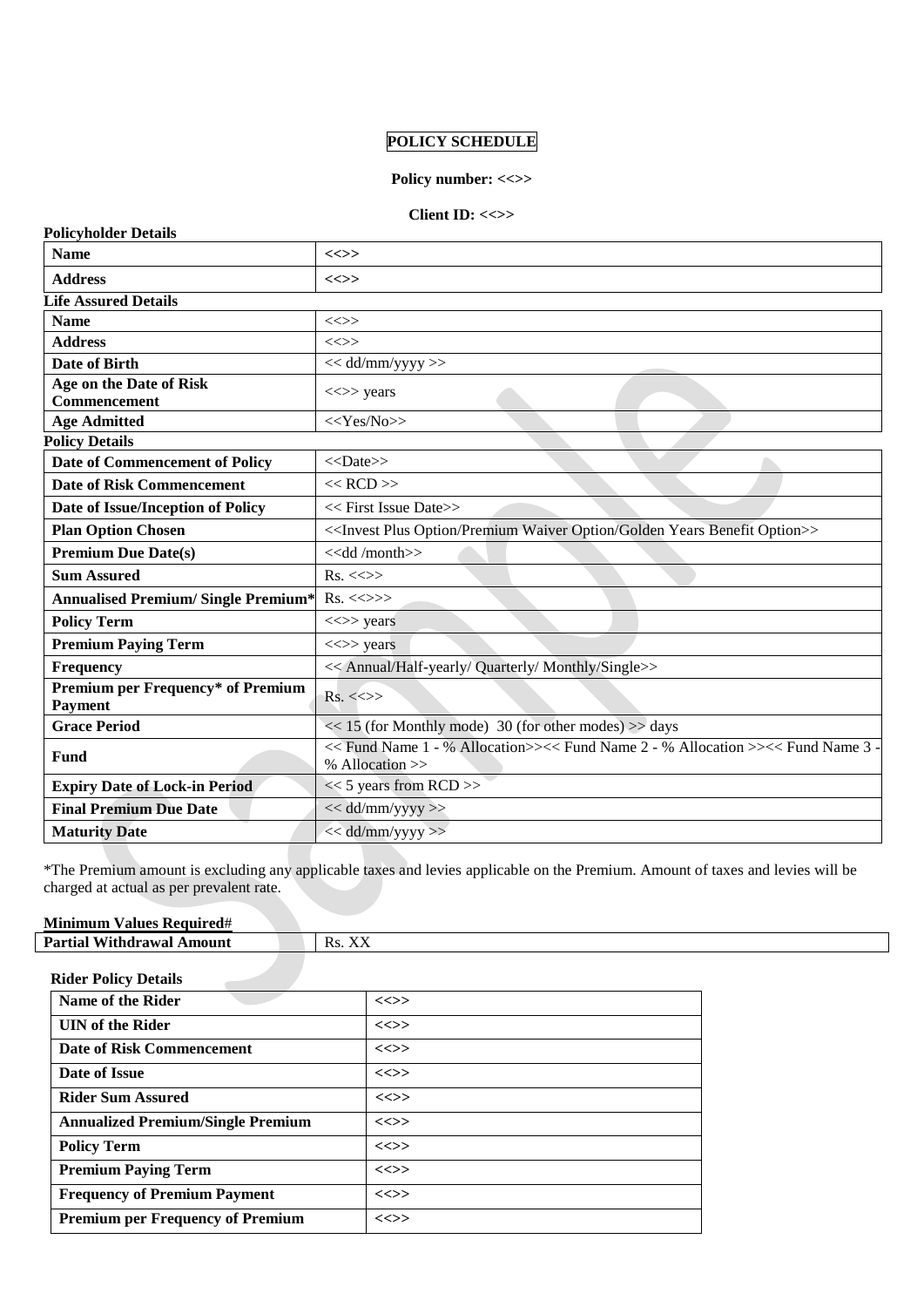# POLICY SCHEDULE

**Policy number: <<>>**

**Client ID: <<>>**

**Policyholder Details**

| | |
|---|---|
| **Name** | **<<>>** |
| **Address** | **<<>>** |

**Life Assured Details**

| | |
|---|---|
| **Name** | <<>> |
| **Address** | <<>> |
| **Date of Birth** | << dd/mm/yyyy >> |
| **Age on the Date of Risk Commencement** | <<>> years |
| **Age Admitted** | <<Yes/No>> |

**Policy Details**

| | |
|---|---|
| **Date of Commencement of Policy** | <<Date>> |
| **Date of Risk Commencement** | << RCD >> |
| **Date of Issue/Inception of Policy** | << First Issue Date>> |
| **Plan Option Chosen** | <<Invest Plus Option/Premium Waiver Option/Golden Years Benefit Option>> |
| **Premium Due Date(s)** | <<dd /month>> |
| **Sum Assured** | Rs. <<>> |
| **Annualised Premium/ Single Premium*** | Rs. <<>>> |
| **Policy Term** | <<>> years |
| **Premium Paying Term** | <<>> years |
| **Frequency** | << Annual/Half-yearly/ Quarterly/ Monthly/Single>> |
| **Premium per Frequency* of Premium Payment** | Rs. <<>> |
| **Grace Period** | << 15 (for Monthly mode) 30 (for other modes) >> days |
| **Fund** | << Fund Name 1 - % Allocation>><< Fund Name 2 - % Allocation >><< Fund Name 3 - % Allocation >> |
| **Expiry Date of Lock-in Period** | << 5 years from RCD >> |
| **Final Premium Due Date** | << dd/mm/yyyy >> |
| **Maturity Date** | << dd/mm/yyyy >> |

*The Premium amount is excluding any applicable taxes and levies applicable on the Premium. Amount of taxes and levies will be charged at actual as per prevalent rate.

**Minimum Values Required#**

| | |
|---|---|
| **Partial Withdrawal Amount** | Rs. XX |

**Rider Policy Details**

| | |
|---|---|
| **Name of the Rider** | **<<>>** |
| **UIN of the Rider** | **<<>>** |
| **Date of Risk Commencement** | **<<>>** |
| **Date of Issue** | **<<>>** |
| **Rider Sum Assured** | **<<>>** |
| **Annualized Premium/Single Premium** | **<<>>** |
| **Policy Term** | **<<>>** |
| **Premium Paying Term** | **<<>>** |
| **Frequency of Premium Payment** | **<<>>** |
| **Premium per Frequency of Premium** | **<<>>** |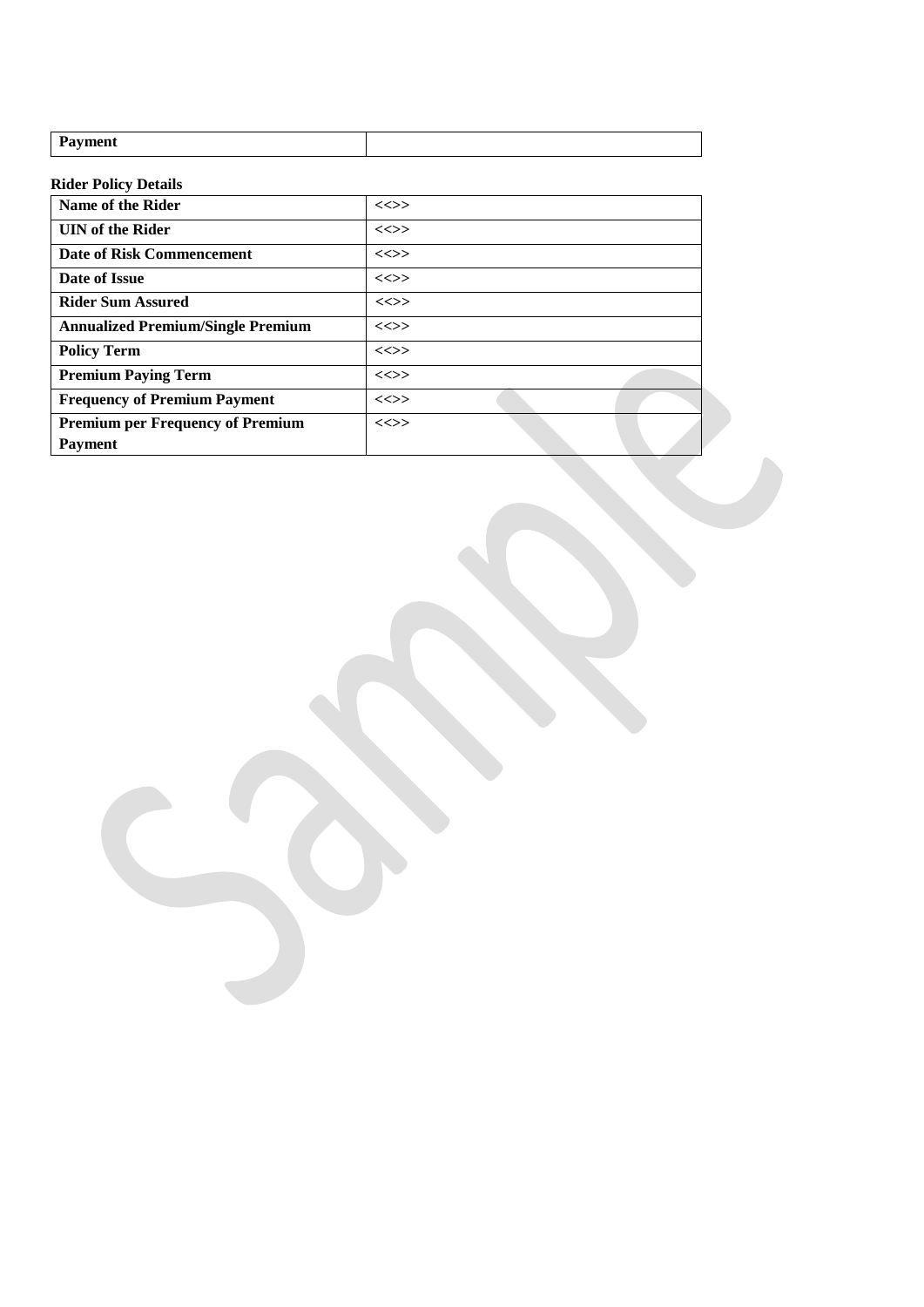| **Payment** | |
|---|---|

**Rider Policy Details**

| **Name of the Rider** | <<>> |
|---|---|
| **UIN of the Rider** | <<>> |
| **Date of Risk Commencement** | <<>> |
| **Date of Issue** | <<>> |
| **Rider Sum Assured** | <<>> |
| **Annualized Premium/Single Premium** | <<>> |
| **Policy Term** | <<>> |
| **Premium Paying Term** | <<>> |
| **Frequency of Premium Payment** | <<>> |
| **Premium per Frequency of Premium Payment** | <<>> |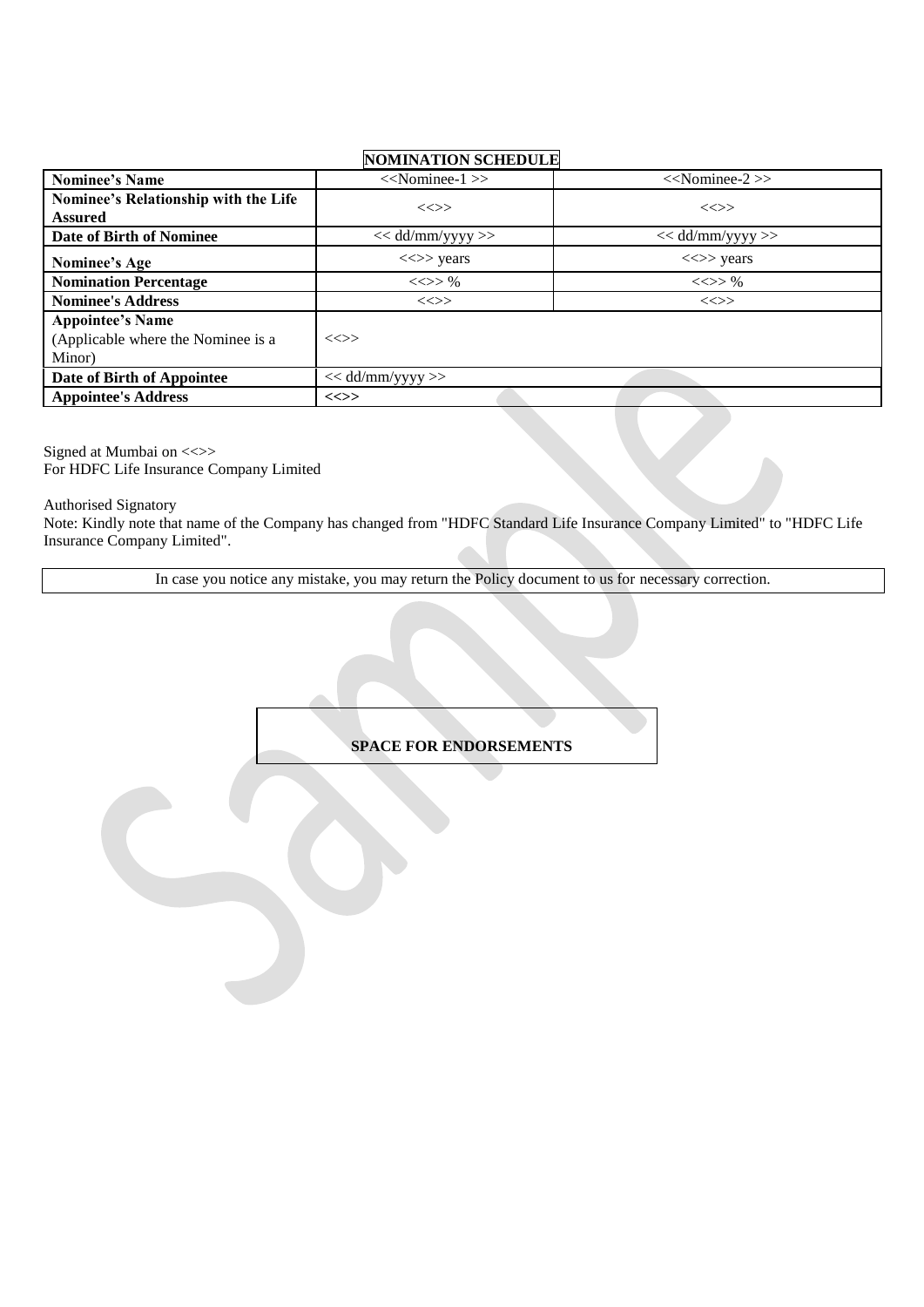## NOMINATION SCHEDULE

| **Nominee's Name** | <<Nominee-1 >> | <<Nominee-2 >> |
|---|---|---|
| **Nominee's Relationship with the Life Assured** | <<>> | <<>> |
| **Date of Birth of Nominee** | << dd/mm/yyyy >> | << dd/mm/yyyy >> |
| **Nominee's Age** | <<>> years | <<>> years |
| **Nomination Percentage** | <<>> % | <<>> % |
| **Nominee's Address** | <<>> | <<>> |
| **Appointee's Name** (Applicable where the Nominee is a Minor) | <<>> | |
| **Date of Birth of Appointee** | << dd/mm/yyyy >> | |
| **Appointee's Address** | **<<>>** | |

Signed at Mumbai on <<>>
For HDFC Life Insurance Company Limited

Authorised Signatory
Note: Kindly note that name of the Company has changed from "HDFC Standard Life Insurance Company Limited" to "HDFC Life Insurance Company Limited".

In case you notice any mistake, you may return the Policy document to us for necessary correction.

**SPACE FOR ENDORSEMENTS**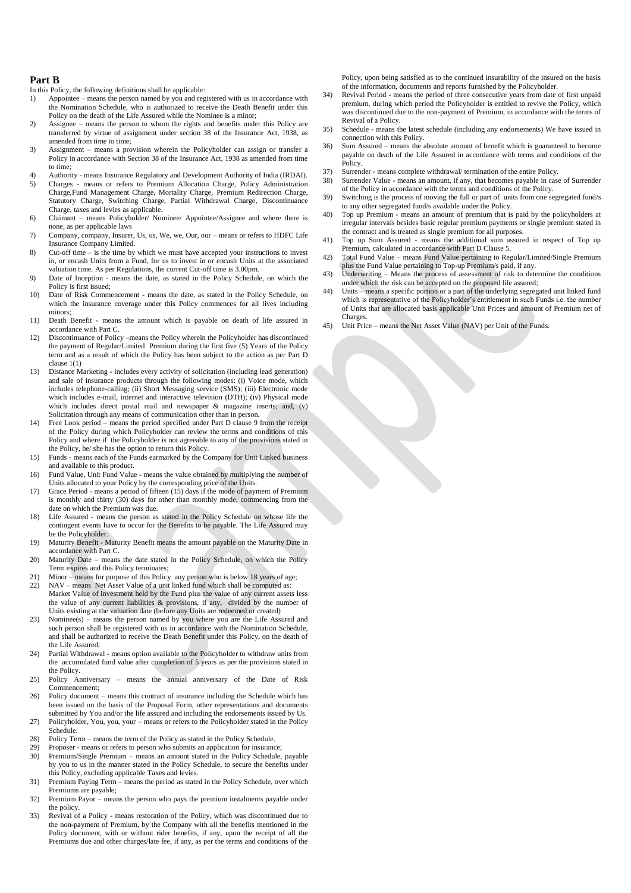## Part B

In this Policy, the following definitions shall be applicable:

1) Appointee – means the person named by you and registered with us in accordance with the Nomination Schedule, who is authorized to receive the Death Benefit under this Policy on the death of the Life Assured while the Nominee is a minor;
2) Assignee – means the person to whom the rights and benefits under this Policy are transferred by virtue of assignment under section 38 of the Insurance Act, 1938, as amended from time to time;
3) Assignment – means a provision wherein the Policyholder can assign or transfer a Policy in accordance with Section 38 of the Insurance Act, 1938 as amended from time to time;
4) Authority - means Insurance Regulatory and Development Authority of India (IRDAI).
5) Charges - means or refers to Premium Allocation Charge, Policy Administration Charge,Fund Management Charge, Mortality Charge, Premium Redirection Charge, Statutory Charge, Switching Charge, Partial Withdrawal Charge, Discontinuance Charge, taxes and levies as applicable.
6) Claimant – means Policyholder/ Nominee/ Appointee/Assignee and where there is none, as per applicable laws
7) Company, company, Insurer, Us, us, We, we, Our, our – means or refers to HDFC Life Insurance Company Limited.
8) Cut-off time – is the time by which we must have accepted your instructions to invest in, or encash Units from a Fund, for us to invest in or encash Units at the associated valuation time. As per Regulations, the current Cut-off time is 3.00pm.
9) Date of Inception - means the date, as stated in the Policy Schedule, on which the Policy is first issued;
10) Date of Risk Commencement - means the date, as stated in the Policy Schedule, on which the insurance coverage under this Policy commences for all lives including minors;
11) Death Benefit - means the amount which is payable on death of life assured in accordance with Part C.
12) Discontinuance of Policy –means the Policy wherein the Policyholder has discontinued the payment of Regular/Limited Premium during the first five (5) Years of the Policy term and as a result of which the Policy has been subject to the action as per Part D clause 1(1)
13) Distance Marketing - includes every activity of solicitation (including lead generation) and sale of insurance products through the following modes: (i) Voice mode, which includes telephone-calling; (ii) Short Messaging service (SMS); (iii) Electronic mode which includes e-mail, internet and interactive television (DTH); (iv) Physical mode which includes direct postal mail and newspaper & magazine inserts; and, (v) Solicitation through any means of communication other than in person.
14) Free Look period – means the period specified under Part D clause 9 from the receipt of the Policy during which Policyholder can review the terms and conditions of this Policy and where if the Policyholder is not agreeable to any of the provisions stated in the Policy, he/ she has the option to return this Policy.
15) Funds - means each of the Funds earmarked by the Company for Unit Linked business and available to this product.
16) Fund Value, Unit Fund Value - means the value obtained by multiplying the number of Units allocated to your Policy by the corresponding price of the Units.
17) Grace Period - means a period of fifteen (15) days if the mode of payment of Premium is monthly and thirty (30) days for other than monthly mode, commencing from the date on which the Premium was due.
18) Life Assured - means the person as stated in the Policy Schedule on whose life the contingent events have to occur for the Benefits to be payable. The Life Assured may be the Policyholder.
19) Maturity Benefit - Maturity Benefit means the amount payable on the Maturity Date in accordance with Part C.
20) Maturity Date – means the date stated in the Policy Schedule, on which the Policy Term expires and this Policy terminates;
21) Minor – means for purpose of this Policy any person who is below 18 years of age;
22) NAV – means Net Asset Value of a unit linked fund which shall be computed as: Market Value of investment held by the Fund plus the value of any current assets less the value of any current liabilities & provisions, if any, divided by the number of Units existing at the valuation date (before any Units are redeemed or created)
23) Nominee(s) – means the person named by you where you are the Life Assured and such person shall be registered with us in accordance with the Nomination Schedule, and shall be authorized to receive the Death Benefit under this Policy, on the death of the Life Assured;
24) Partial Withdrawal - means option available to the Policyholder to withdraw units from the accumulated fund value after completion of 5 years as per the provisions stated in the Policy.
25) Policy Anniversary – means the annual anniversary of the Date of Risk Commencement;
26) Policy document – means this contract of insurance including the Schedule which has been issued on the basis of the Proposal Form, other representations and documents submitted by You and/or the life assured and including the endorsements issued by Us.
27) Policyholder, You, you, your – means or refers to the Policyholder stated in the Policy Schedule.
28) Policy Term – means the term of the Policy as stated in the Policy Schedule.
29) Proposer - means or refers to person who submits an application for insurance;
30) Premium/Single Premium – means an amount stated in the Policy Schedule, payable by you to us in the manner stated in the Policy Schedule, to secure the benefits under this Policy, excluding applicable Taxes and levies.
31) Premium Paying Term – means the period as stated in the Policy Schedule, over which Premiums are payable;
32) Premium Payor – means the person who pays the premium instalments payable under the policy.
33) Revival of a Policy - means restoration of the Policy, which was discontinued due to the non-payment of Premium, by the Company with all the benefits mentioned in the Policy document, with or without rider benefits, if any, upon the receipt of all the Premiums due and other charges/late fee, if any, as per the terms and conditions of the Policy, upon being satisfied as to the continued insurability of the insured on the basis of the information, documents and reports furnished by the Policyholder.
34) Revival Period - means the period of three consecutive years from date of first unpaid premium, during which period the Policyholder is entitled to revive the Policy, which was discontinued due to the non-payment of Premium, in accordance with the terms of Revival of a Policy.
35) Schedule - means the latest schedule (including any endorsements) We have issued in connection with this Policy.
36) Sum Assured – means the absolute amount of benefit which is guaranteed to become payable on death of the Life Assured in accordance with terms and conditions of the Policy.
37) Surrender - means complete withdrawal/ termination of the entire Policy.
38) Surrender Value - means an amount, if any, that becomes payable in case of Surrender of the Policy in accordance with the terms and conditions of the Policy.
39) Switching is the process of moving the full or part of units from one segregated fund/s to any other segregated fund/s available under the Policy.
40) Top up Premium - means an amount of premium that is paid by the policyholders at irregular intervals besides basic regular premium payments or single premium stated in the contract and is treated as single premium for all purposes.
41) Top up Sum Assured - means the additional sum assured in respect of Top up Premium, calculated in accordance with Part D Clause 5.
42) Total Fund Value – means Fund Value pertaining to Regular/Limited/Single Premium plus the Fund Value pertaining to Top-up Premium/s paid, if any.
43) Underwriting – Means the process of assessment of risk to determine the conditions under which the risk can be accepted on the proposed life assured;
44) Units – means a specific portion or a part of the underlying segregated unit linked fund which is representative of the Policyholder's entitlement in such Funds i.e. the number of Units that are allocated basis applicable Unit Prices and amount of Premium net of Charges.
45) Unit Price – means the Net Asset Value (NAV) per Unit of the Funds.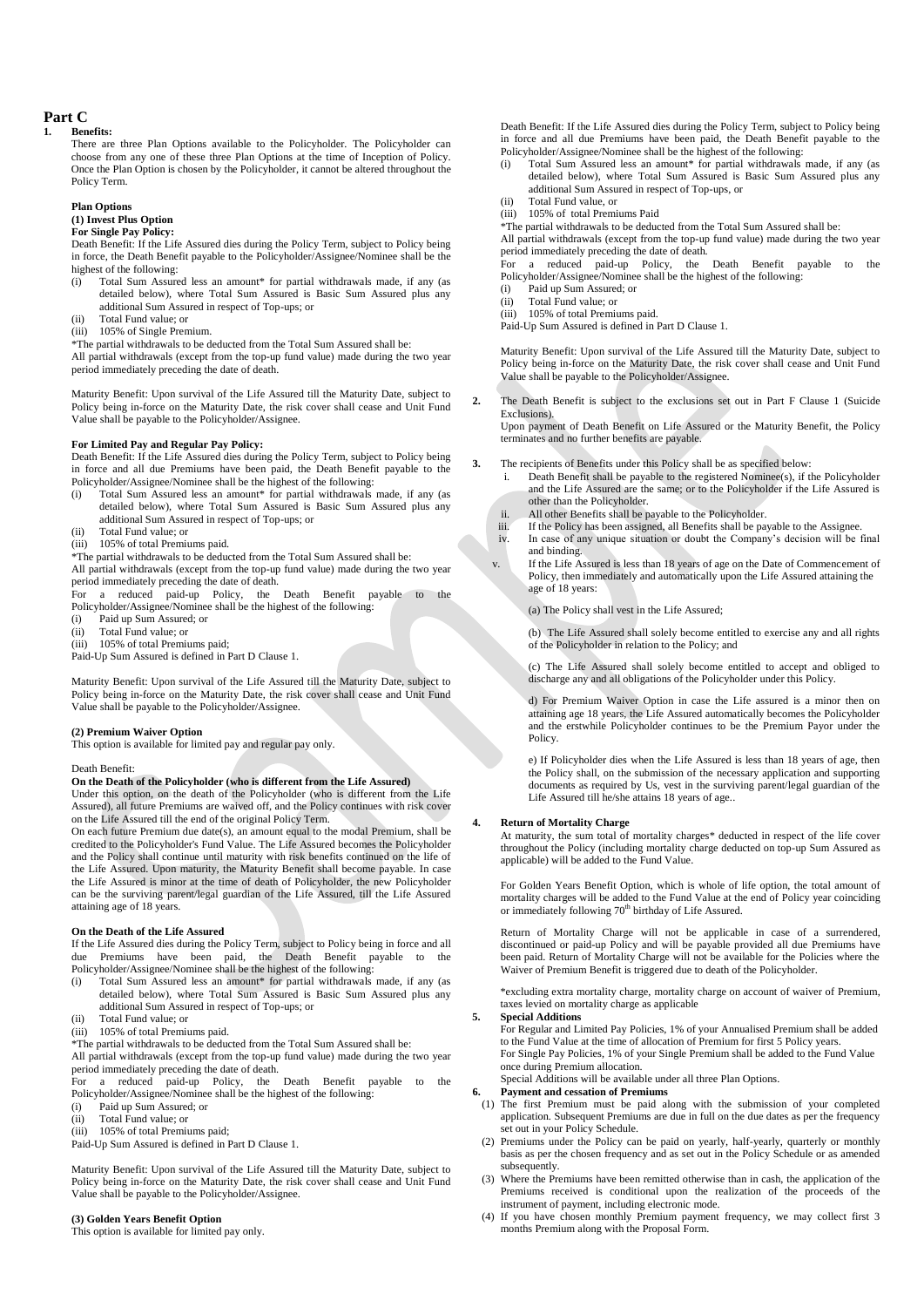# Part C

**1. Benefits:**

There are three Plan Options available to the Policyholder. The Policyholder can choose from any one of these three Plan Options at the time of Inception of Policy. Once the Plan Option is chosen by the Policyholder, it cannot be altered throughout the Policy Term.

**Plan Options**

**(1) Invest Plus Option**

**For Single Pay Policy:**

Death Benefit: If the Life Assured dies during the Policy Term, subject to Policy being in force, the Death Benefit payable to the Policyholder/Assignee/Nominee shall be the highest of the following:

(i) Total Sum Assured less an amount* for partial withdrawals made, if any (as detailed below), where Total Sum Assured is Basic Sum Assured plus any additional Sum Assured in respect of Top-ups; or
(ii) Total Fund value; or
(iii) 105% of Single Premium.

*The partial withdrawals to be deducted from the Total Sum Assured shall be:

All partial withdrawals (except from the top-up fund value) made during the two year period immediately preceding the date of death.

Maturity Benefit: Upon survival of the Life Assured till the Maturity Date, subject to Policy being in-force on the Maturity Date, the risk cover shall cease and Unit Fund Value shall be payable to the Policyholder/Assignee.

**For Limited Pay and Regular Pay Policy:**

Death Benefit: If the Life Assured dies during the Policy Term, subject to Policy being in force and all due Premiums have been paid, the Death Benefit payable to the Policyholder/Assignee/Nominee shall be the highest of the following:

(i) Total Sum Assured less an amount* for partial withdrawals made, if any (as detailed below), where Total Sum Assured is Basic Sum Assured plus any additional Sum Assured in respect of Top-ups; or
(ii) Total Fund value; or
(iii) 105% of total Premiums paid.

*The partial withdrawals to be deducted from the Total Sum Assured shall be:

All partial withdrawals (except from the top-up fund value) made during the two year period immediately preceding the date of death.

For a reduced paid-up Policy, the Death Benefit payable to the Policyholder/Assignee/Nominee shall be the highest of the following:

(i) Paid up Sum Assured; or
(ii) Total Fund value; or
(iii) 105% of total Premiums paid;

Paid-Up Sum Assured is defined in Part D Clause 1.

Maturity Benefit: Upon survival of the Life Assured till the Maturity Date, subject to Policy being in-force on the Maturity Date, the risk cover shall cease and Unit Fund Value shall be payable to the Policyholder/Assignee.

**(2) Premium Waiver Option**

This option is available for limited pay and regular pay only.

Death Benefit:

**On the Death of the Policyholder (who is different from the Life Assured)**

Under this option, on the death of the Policyholder (who is different from the Life Assured), all future Premiums are waived off, and the Policy continues with risk cover on the Life Assured till the end of the original Policy Term.

On each future Premium due date(s), an amount equal to the modal Premium, shall be credited to the Policyholder's Fund Value. The Life Assured becomes the Policyholder and the Policy shall continue until maturity with risk benefits continued on the life of the Life Assured. Upon maturity, the Maturity Benefit shall become payable. In case the Life Assured is minor at the time of death of Policyholder, the new Policyholder can be the surviving parent/legal guardian of the Life Assured, till the Life Assured attaining age of 18 years.

**On the Death of the Life Assured**

If the Life Assured dies during the Policy Term, subject to Policy being in force and all due Premiums have been paid, the Death Benefit payable to the Policyholder/Assignee/Nominee shall be the highest of the following:

(i) Total Sum Assured less an amount* for partial withdrawals made, if any (as detailed below), where Total Sum Assured is Basic Sum Assured plus any additional Sum Assured in respect of Top-ups; or
(ii) Total Fund value; or
(iii) 105% of total Premiums paid.

*The partial withdrawals to be deducted from the Total Sum Assured shall be:

All partial withdrawals (except from the top-up fund value) made during the two year period immediately preceding the date of death.

For a reduced paid-up Policy, the Death Benefit payable to the Policyholder/Assignee/Nominee shall be the highest of the following:

(i) Paid up Sum Assured; or
(ii) Total Fund value; or
(iii) 105% of total Premiums paid;

Paid-Up Sum Assured is defined in Part D Clause 1.

Maturity Benefit: Upon survival of the Life Assured till the Maturity Date, subject to Policy being in-force on the Maturity Date, the risk cover shall cease and Unit Fund Value shall be payable to the Policyholder/Assignee.

**(3) Golden Years Benefit Option**

This option is available for limited pay only.

Death Benefit: If the Life Assured dies during the Policy Term, subject to Policy being in force and all due Premiums have been paid, the Death Benefit payable to the Policyholder/Assignee/Nominee shall be the highest of the following:

(i) Total Sum Assured less an amount* for partial withdrawals made, if any (as detailed below), where Total Sum Assured is Basic Sum Assured plus any additional Sum Assured in respect of Top-ups, or
(ii) Total Fund value, or
(iii) 105% of total Premiums Paid

*The partial withdrawals to be deducted from the Total Sum Assured shall be:

All partial withdrawals (except from the top-up fund value) made during the two year period immediately preceding the date of death.

For a reduced paid-up Policy, the Death Benefit payable to the Policyholder/Assignee/Nominee shall be the highest of the following:

(i) Paid up Sum Assured; or
(ii) Total Fund value; or
(iii) 105% of total Premiums paid.

Paid-Up Sum Assured is defined in Part D Clause 1.

Maturity Benefit: Upon survival of the Life Assured till the Maturity Date, subject to Policy being in-force on the Maturity Date, the risk cover shall cease and Unit Fund Value shall be payable to the Policyholder/Assignee.

**2.** The Death Benefit is subject to the exclusions set out in Part F Clause 1 (Suicide Exclusions).

Upon payment of Death Benefit on Life Assured or the Maturity Benefit, the Policy terminates and no further benefits are payable.

**3.** The recipients of Benefits under this Policy shall be as specified below:

i. Death Benefit shall be payable to the registered Nominee(s), if the Policyholder and the Life Assured are the same; or to the Policyholder if the Life Assured is other than the Policyholder.
ii. All other Benefits shall be payable to the Policyholder.
iii. If the Policy has been assigned, all Benefits shall be payable to the Assignee.
iv. In case of any unique situation or doubt the Company's decision will be final and binding.
v. If the Life Assured is less than 18 years of age on the Date of Commencement of Policy, then immediately and automatically upon the Life Assured attaining the age of 18 years:

(a) The Policy shall vest in the Life Assured;

(b) The Life Assured shall solely become entitled to exercise any and all rights of the Policyholder in relation to the Policy; and

(c) The Life Assured shall solely become entitled to accept and obliged to discharge any and all obligations of the Policyholder under this Policy.

d) For Premium Waiver Option in case the Life assured is a minor then on attaining age 18 years, the Life Assured automatically becomes the Policyholder and the erstwhile Policyholder continues to be the Premium Payor under the Policy.

e) If Policyholder dies when the Life Assured is less than 18 years of age, then the Policy shall, on the submission of the necessary application and supporting documents as required by Us, vest in the surviving parent/legal guardian of the Life Assured till he/she attains 18 years of age..

**4. Return of Mortality Charge**

At maturity, the sum total of mortality charges* deducted in respect of the life cover throughout the Policy (including mortality charge deducted on top-up Sum Assured as applicable) will be added to the Fund Value.

For Golden Years Benefit Option, which is whole of life option, the total amount of mortality charges will be added to the Fund Value at the end of Policy year coinciding or immediately following 70th birthday of Life Assured.

Return of Mortality Charge will not be applicable in case of a surrendered, discontinued or paid-up Policy and will be payable provided all due Premiums have been paid. Return of Mortality Charge will not be available for the Policies where the Waiver of Premium Benefit is triggered due to death of the Policyholder.

*excluding extra mortality charge, mortality charge on account of waiver of Premium, taxes levied on mortality charge as applicable

**5. Special Additions**

For Regular and Limited Pay Policies, 1% of your Annualised Premium shall be added to the Fund Value at the time of allocation of Premium for first 5 Policy years.

For Single Pay Policies, 1% of your Single Premium shall be added to the Fund Value once during Premium allocation.

Special Additions will be available under all three Plan Options.

**6. Payment and cessation of Premiums**

(1) The first Premium must be paid along with the submission of your completed application. Subsequent Premiums are due in full on the due dates as per the frequency set out in your Policy Schedule.
(2) Premiums under the Policy can be paid on yearly, half-yearly, quarterly or monthly basis as per the chosen frequency and as set out in the Policy Schedule or as amended subsequently.
(3) Where the Premiums have been remitted otherwise than in cash, the application of the Premiums received is conditional upon the realization of the proceeds of the instrument of payment, including electronic mode.
(4) If you have chosen monthly Premium payment frequency, we may collect first 3 months Premium along with the Proposal Form.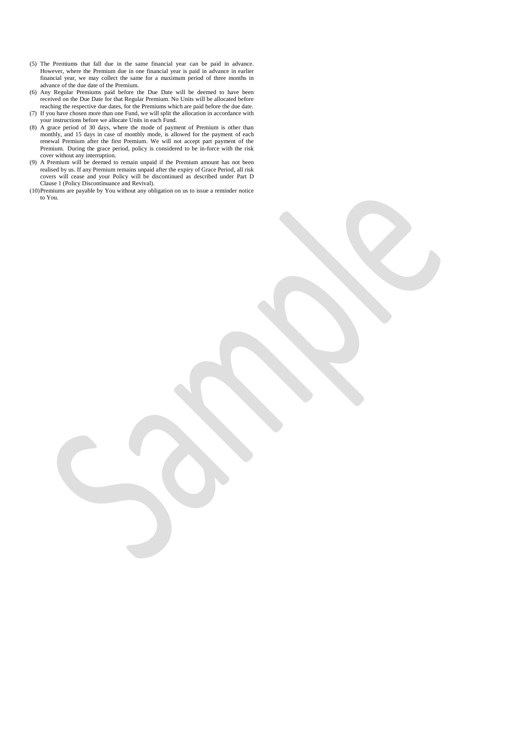(5) The Premiums that fall due in the same financial year can be paid in advance. However, where the Premium due in one financial year is paid in advance in earlier financial year, we may collect the same for a maximum period of three months in advance of the due date of the Premium.
(6) Any Regular Premiums paid before the Due Date will be deemed to have been received on the Due Date for that Regular Premium. No Units will be allocated before reaching the respective due dates, for the Premiums which are paid before the due date.
(7) If you have chosen more than one Fund, we will split the allocation in accordance with your instructions before we allocate Units in each Fund.
(8) A grace period of 30 days, where the mode of payment of Premium is other than monthly, and 15 days in case of monthly mode, is allowed for the payment of each renewal Premium after the first Premium. We will not accept part payment of the Premium. During the grace period, policy is considered to be in-force with the risk cover without any interruption.
(9) A Premium will be deemed to remain unpaid if the Premium amount has not been realised by us. If any Premium remains unpaid after the expiry of Grace Period, all risk covers will cease and your Policy will be discontinued as described under Part D Clause 1 (Policy Discontinuance and Revival).
(10) Premiums are payable by You without any obligation on us to issue a reminder notice to You.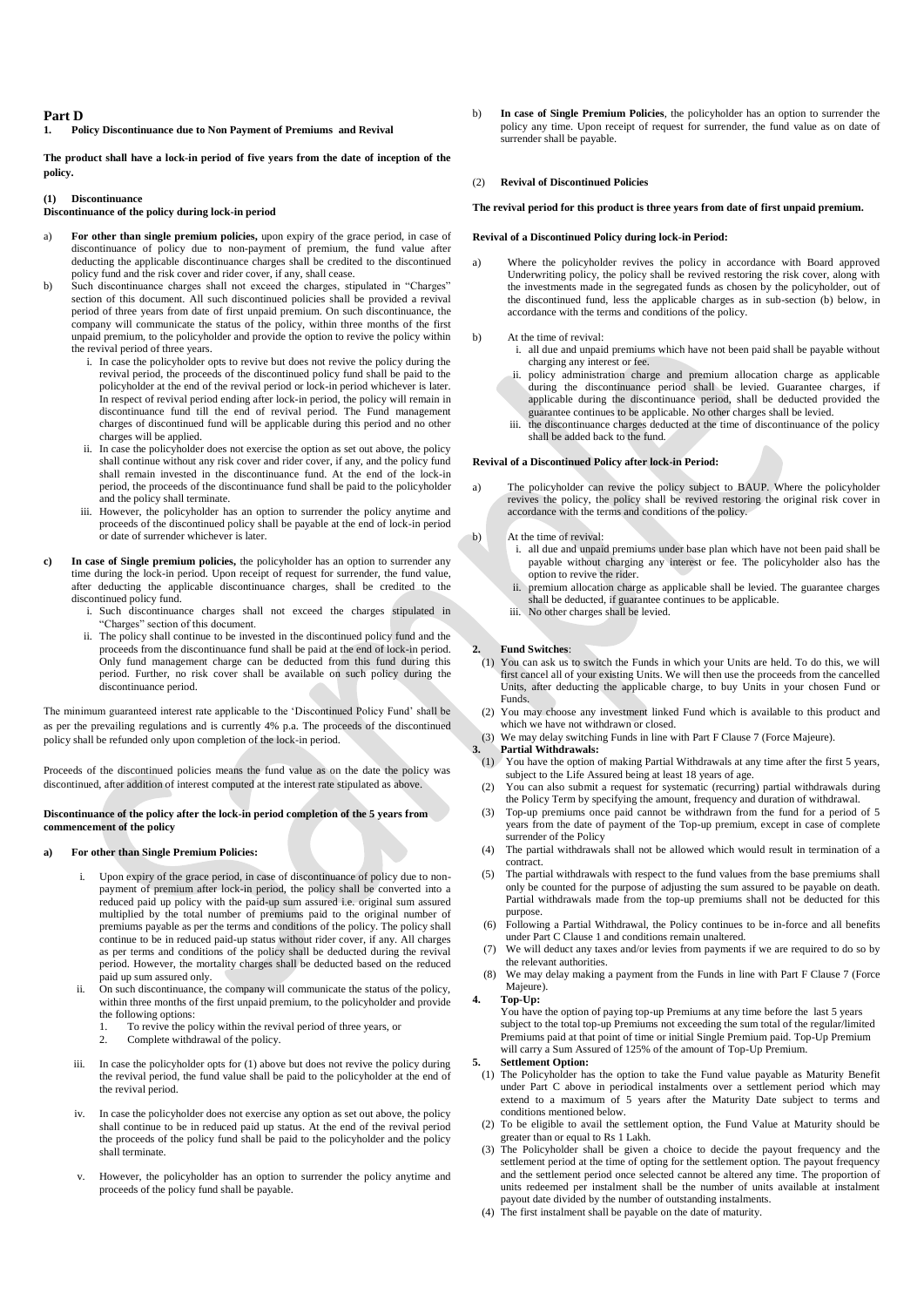# Part D

## 1. Policy Discontinuance due to Non Payment of Premiums and Revival

**The product shall have a lock-in period of five years from the date of inception of the policy.**

### (1) Discontinuance

**Discontinuance of the policy during lock-in period**

a) **For other than single premium policies,** upon expiry of the grace period, in case of discontinuance of policy due to non-payment of premium, the fund value after deducting the applicable discontinuance charges shall be credited to the discontinued policy fund and the risk cover and rider cover, if any, shall cease.

b) Such discontinuance charges shall not exceed the charges, stipulated in "Charges" section of this document. All such discontinued policies shall be provided a revival period of three years from date of first unpaid premium. On such discontinuance, the company will communicate the status of the policy, within three months of the first unpaid premium, to the policyholder and provide the option to revive the policy within the revival period of three years.

   i. In case the policyholder opts to revive but does not revive the policy during the revival period, the proceeds of the discontinued policy fund shall be paid to the policyholder at the end of the revival period or lock-in period whichever is later. In respect of revival period ending after lock-in period, the policy will remain in discontinuance fund till the end of revival period. The Fund management charges of discontinued fund will be applicable during this period and no other charges will be applied.

   ii. In case the policyholder does not exercise the option as set out above, the policy shall continue without any risk cover and rider cover, if any, and the policy fund shall remain invested in the discontinuance fund. At the end of the lock-in period, the proceeds of the discontinuance fund shall be paid to the policyholder and the policy shall terminate.

   iii. However, the policyholder has an option to surrender the policy anytime and proceeds of the discontinued policy shall be payable at the end of lock-in period or date of surrender whichever is later.

c) **In case of Single premium policies,** the policyholder has an option to surrender any time during the lock-in period. Upon receipt of request for surrender, the fund value, after deducting the applicable discontinuance charges, shall be credited to the discontinued policy fund.

   i. Such discontinuance charges shall not exceed the charges stipulated in "Charges" section of this document.

   ii. The policy shall continue to be invested in the discontinued policy fund and the proceeds from the discontinuance fund shall be paid at the end of lock-in period. Only fund management charge can be deducted from this fund during this period. Further, no risk cover shall be available on such policy during the discontinuance period.

The minimum guaranteed interest rate applicable to the 'Discontinued Policy Fund' shall be as per the prevailing regulations and is currently 4% p.a. The proceeds of the discontinued policy shall be refunded only upon completion of the lock-in period.

Proceeds of the discontinued policies means the fund value as on the date the policy was discontinued, after addition of interest computed at the interest rate stipulated as above.

**Discontinuance of the policy after the lock-in period completion of the 5 years from commencement of the policy**

**a) For other than Single Premium Policies:**

   i. Upon expiry of the grace period, in case of discontinuance of policy due to non-payment of premium after lock-in period, the policy shall be converted into a reduced paid up policy with the paid-up sum assured i.e. original sum assured multiplied by the total number of premiums paid to the original number of premiums payable as per the terms and conditions of the policy. The policy shall continue to be in reduced paid-up status without rider cover, if any. All charges as per terms and conditions of the policy shall be deducted during the revival period. However, the mortality charges shall be deducted based on the reduced paid up sum assured only.

   ii. On such discontinuance, the company will communicate the status of the policy, within three months of the first unpaid premium, to the policyholder and provide the following options:
      1. To revive the policy within the revival period of three years, or
      2. Complete withdrawal of the policy.

   iii. In case the policyholder opts for (1) above but does not revive the policy during the revival period, the fund value shall be paid to the policyholder at the end of the revival period.

   iv. In case the policyholder does not exercise any option as set out above, the policy shall continue to be in reduced paid up status. At the end of the revival period the proceeds of the policy fund shall be paid to the policyholder and the policy shall terminate.

   v. However, the policyholder has an option to surrender the policy anytime and proceeds of the policy fund shall be payable.

b) **In case of Single Premium Policies**, the policyholder has an option to surrender the policy any time. Upon receipt of request for surrender, the fund value as on date of surrender shall be payable.

### (2) Revival of Discontinued Policies

**The revival period for this product is three years from date of first unpaid premium.**

**Revival of a Discontinued Policy during lock-in Period:**

a) Where the policyholder revives the policy in accordance with Board approved Underwriting policy, the policy shall be revived restoring the risk cover, along with the investments made in the segregated funds as chosen by the policyholder, out of the discontinued fund, less the applicable charges as in sub-section (b) below, in accordance with the terms and conditions of the policy.

b) At the time of revival:
   i. all due and unpaid premiums which have not been paid shall be payable without charging any interest or fee.
   ii. policy administration charge and premium allocation charge as applicable during the discontinuance period shall be levied. Guarantee charges, if applicable during the discontinuance period, shall be deducted provided the guarantee continues to be applicable. No other charges shall be levied.
   iii. the discontinuance charges deducted at the time of discontinuance of the policy shall be added back to the fund.

**Revival of a Discontinued Policy after lock-in Period:**

a) The policyholder can revive the policy subject to BAUP. Where the policyholder revives the policy, the policy shall be revived restoring the original risk cover in accordance with the terms and conditions of the policy.

b) At the time of revival:
   i. all due and unpaid premiums under base plan which have not been paid shall be payable without charging any interest or fee. The policyholder also has the option to revive the rider.
   ii. premium allocation charge as applicable shall be levied. The guarantee charges shall be deducted, if guarantee continues to be applicable.
   iii. No other charges shall be levied.

## 2. Fund Switches:

(1) You can ask us to switch the Funds in which your Units are held. To do this, we will first cancel all of your existing Units. We will then use the proceeds from the cancelled Units, after deducting the applicable charge, to buy Units in your chosen Fund or Funds.

(2) You may choose any investment linked Fund which is available to this product and which we have not withdrawn or closed.

(3) We may delay switching Funds in line with Part F Clause 7 (Force Majeure).

## 3. Partial Withdrawals:

(1) You have the option of making Partial Withdrawals at any time after the first 5 years, subject to the Life Assured being at least 18 years of age.

(2) You can also submit a request for systematic (recurring) partial withdrawals during the Policy Term by specifying the amount, frequency and duration of withdrawal.

(3) Top-up premiums once paid cannot be withdrawn from the fund for a period of 5 years from the date of payment of the Top-up premium, except in case of complete surrender of the Policy

(4) The partial withdrawals shall not be allowed which would result in termination of a contract.

(5) The partial withdrawals with respect to the fund values from the base premiums shall only be counted for the purpose of adjusting the sum assured to be payable on death. Partial withdrawals made from the top-up premiums shall not be deducted for this purpose.

(6) Following a Partial Withdrawal, the Policy continues to be in-force and all benefits under Part C Clause 1 and conditions remain unaltered.

(7) We will deduct any taxes and/or levies from payments if we are required to do so by the relevant authorities.

(8) We may delay making a payment from the Funds in line with Part F Clause 7 (Force Majeure).

## 4. Top-Up:

You have the option of paying top-up Premiums at any time before the last 5 years subject to the total top-up Premiums not exceeding the sum total of the regular/limited Premiums paid at that point of time or initial Single Premium paid. Top-Up Premium will carry a Sum Assured of 125% of the amount of Top-Up Premium.

## 5. Settlement Option:

(1) The Policyholder has the option to take the Fund value payable as Maturity Benefit under Part C above in periodical instalments over a settlement period which may extend to a maximum of 5 years after the Maturity Date subject to terms and conditions mentioned below.

(2) To be eligible to avail the settlement option, the Fund Value at Maturity should be greater than or equal to Rs 1 Lakh.

(3) The Policyholder shall be given a choice to decide the payout frequency and the settlement period at the time of opting for the settlement option. The payout frequency and the settlement period once selected cannot be altered any time. The proportion of units redeemed per instalment shall be the number of units available at instalment payout date divided by the number of outstanding instalments.

(4) The first instalment shall be payable on the date of maturity.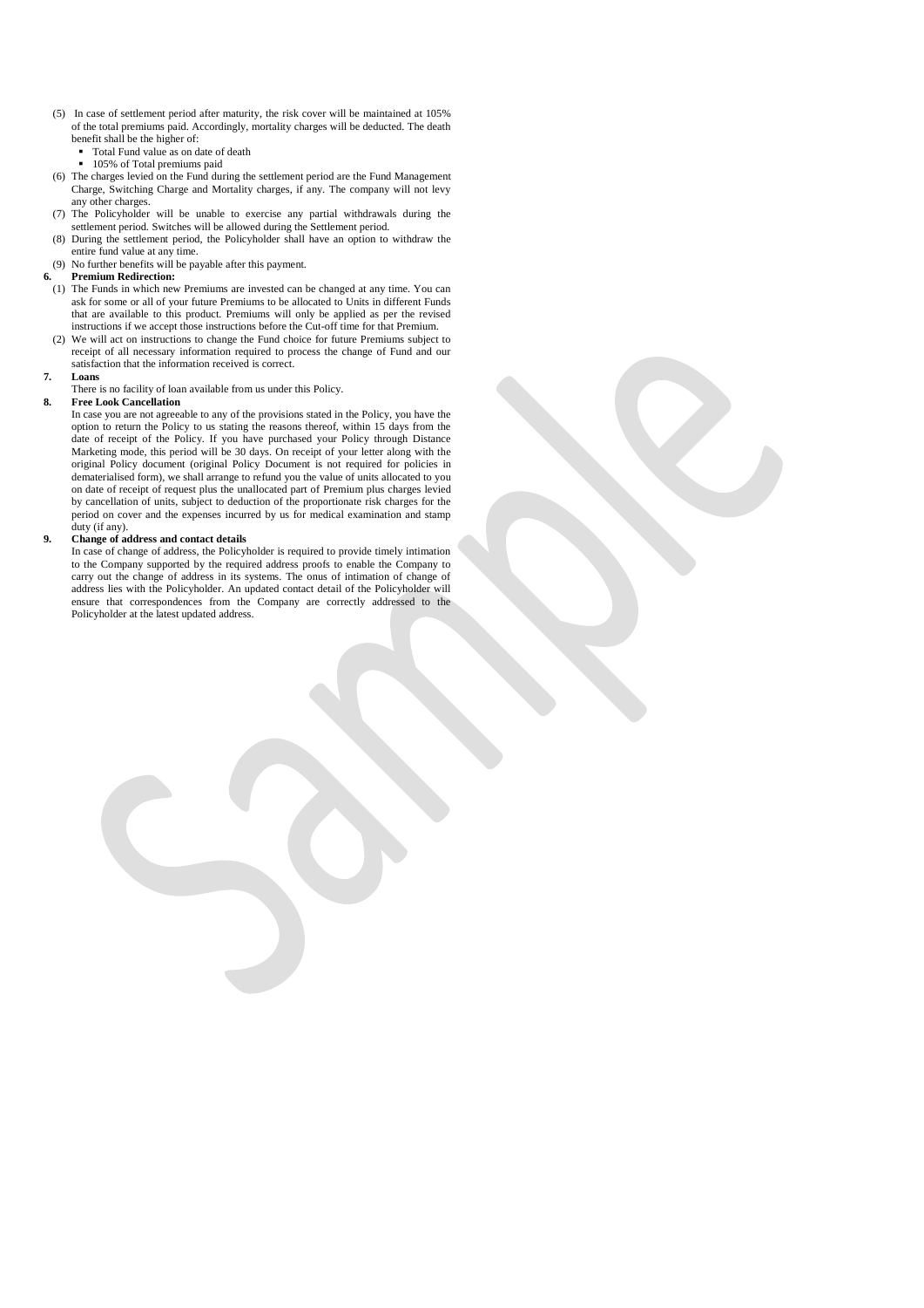(5) In case of settlement period after maturity, the risk cover will be maintained at 105% of the total premiums paid. Accordingly, mortality charges will be deducted. The death benefit shall be the higher of:
   - Total Fund value as on date of death
   - 105% of Total premiums paid

(6) The charges levied on the Fund during the settlement period are the Fund Management Charge, Switching Charge and Mortality charges, if any. The company will not levy any other charges.

(7) The Policyholder will be unable to exercise any partial withdrawals during the settlement period. Switches will be allowed during the Settlement period.

(8) During the settlement period, the Policyholder shall have an option to withdraw the entire fund value at any time.

(9) No further benefits will be payable after this payment.

**6. Premium Redirection:**

(1) The Funds in which new Premiums are invested can be changed at any time. You can ask for some or all of your future Premiums to be allocated to Units in different Funds that are available to this product. Premiums will only be applied as per the revised instructions if we accept those instructions before the Cut-off time for that Premium.

(2) We will act on instructions to change the Fund choice for future Premiums subject to receipt of all necessary information required to process the change of Fund and our satisfaction that the information received is correct.

**7. Loans**

There is no facility of loan available from us under this Policy.

**8. Free Look Cancellation**

In case you are not agreeable to any of the provisions stated in the Policy, you have the option to return the Policy to us stating the reasons thereof, within 15 days from the date of receipt of the Policy. If you have purchased your Policy through Distance Marketing mode, this period will be 30 days. On receipt of your letter along with the original Policy document (original Policy Document is not required for policies in dematerialised form), we shall arrange to refund you the value of units allocated to you on date of receipt of request plus the unallocated part of Premium plus charges levied by cancellation of units, subject to deduction of the proportionate risk charges for the period on cover and the expenses incurred by us for medical examination and stamp duty (if any).

**9. Change of address and contact details**

In case of change of address, the Policyholder is required to provide timely intimation to the Company supported by the required address proofs to enable the Company to carry out the change of address in its systems. The onus of intimation of change of address lies with the Policyholder. An updated contact detail of the Policyholder will ensure that correspondences from the Company are correctly addressed to the Policyholder at the latest updated address.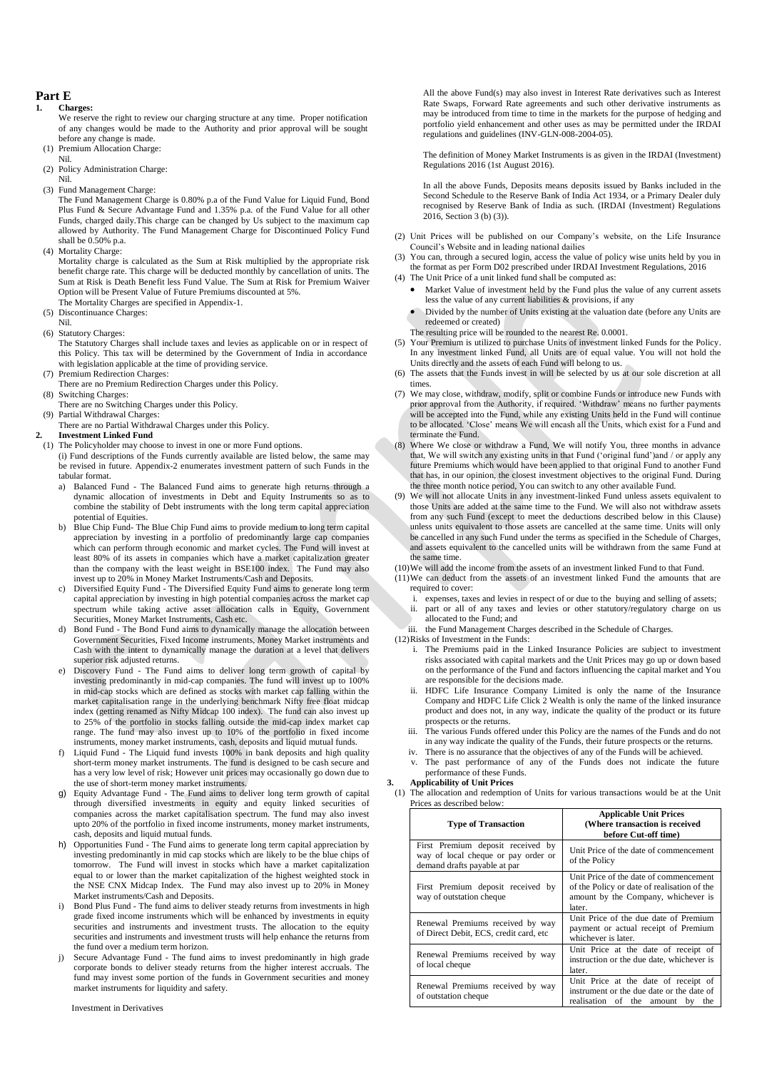# Part E

**1. Charges:**

We reserve the right to review our charging structure at any time. Proper notification of any changes would be made to the Authority and prior approval will be sought before any change is made.

(1) Premium Allocation Charge:
Nil.

(2) Policy Administration Charge:
Nil.

(3) Fund Management Charge:
The Fund Management Charge is 0.80% p.a of the Fund Value for Liquid Fund, Bond Plus Fund & Secure Advantage Fund and 1.35% p.a. of the Fund Value for all other Funds, charged daily.This charge can be changed by Us subject to the maximum cap allowed by Authority. The Fund Management Charge for Discontinued Policy Fund shall be 0.50% p.a.

(4) Mortality Charge:
Mortality charge is calculated as the Sum at Risk multiplied by the appropriate risk benefit charge rate. This charge will be deducted monthly by cancellation of units. The Sum at Risk is Death Benefit less Fund Value. The Sum at Risk for Premium Waiver Option will be Present Value of Future Premiums discounted at 5%.
The Mortality Charges are specified in Appendix-1.

(5) Discontinuance Charges:
Nil.

(6) Statutory Charges:
The Statutory Charges shall include taxes and levies as applicable on or in respect of this Policy. This tax will be determined by the Government of India in accordance with legislation applicable at the time of providing service.

(7) Premium Redirection Charges:
There are no Premium Redirection Charges under this Policy.

(8) Switching Charges:
There are no Switching Charges under this Policy.

(9) Partial Withdrawal Charges:
There are no Partial Withdrawal Charges under this Policy.

**2. Investment Linked Fund**

(1) The Policyholder may choose to invest in one or more Fund options.

(i) Fund descriptions of the Funds currently available are listed below, the same may be revised in future. Appendix-2 enumerates investment pattern of such Funds in the tabular format.

a) Balanced Fund - The Balanced Fund aims to generate high returns through a dynamic allocation of investments in Debt and Equity Instruments so as to combine the stability of Debt instruments with the long term capital appreciation potential of Equities.

b) Blue Chip Fund- The Blue Chip Fund aims to provide medium to long term capital appreciation by investing in a portfolio of predominantly large cap companies which can perform through economic and market cycles. The Fund will invest at least 80% of its assets in companies which have a market capitalization greater than the company with the least weight in BSE100 index. The Fund may also invest up to 20% in Money Market Instruments/Cash and Deposits.

c) Diversified Equity Fund - The Diversified Equity Fund aims to generate long term capital appreciation by investing in high potential companies across the market cap spectrum while taking active asset allocation calls in Equity, Government Securities, Money Market Instruments, Cash etc.

d) Bond Fund - The Bond Fund aims to dynamically manage the allocation between Government Securities, Fixed Income instruments, Money Market instruments and Cash with the intent to dynamically manage the duration at a level that delivers superior risk adjusted returns.

e) Discovery Fund - The Fund aims to deliver long term growth of capital by investing predominantly in mid-cap companies. The fund will invest up to 100% in mid-cap stocks which are defined as stocks with market cap falling within the market capitalisation range in the underlying benchmark Nifty free float midcap index (getting renamed as Nifty Midcap 100 index). The fund can also invest up to 25% of the portfolio in stocks falling outside the mid-cap index market cap range. The fund may also invest up to 10% of the portfolio in fixed income instruments, money market instruments, cash, deposits and liquid mutual funds.

f) Liquid Fund - The Liquid fund invests 100% in bank deposits and high quality short-term money market instruments. The fund is designed to be cash secure and has a very low level of risk; However unit prices may occasionally go down due to the use of short-term money market instruments.

g) Equity Advantage Fund - The Fund aims to deliver long term growth of capital through diversified investments in equity and equity linked securities of companies across the market capitalisation spectrum. The fund may also invest upto 20% of the portfolio in fixed income instruments, money market instruments, cash, deposits and liquid mutual funds.

h) Opportunities Fund - The Fund aims to generate long term capital appreciation by investing predominantly in mid cap stocks which are likely to be the blue chips of tomorrow. The Fund will invest in stocks which have a market capitalization equal to or lower than the market capitalization of the highest weighted stock in the NSE CNX Midcap Index. The Fund may also invest up to 20% in Money Market instruments/Cash and Deposits.

i) Bond Plus Fund - The fund aims to deliver steady returns from investments in high grade fixed income instruments which will be enhanced by investments in equity securities and instruments and investment trusts. The allocation to the equity securities and instruments and investment trusts will help enhance the returns from the fund over a medium term horizon.

j) Secure Advantage Fund - The fund aims to invest predominantly in high grade corporate bonds to deliver steady returns from the higher interest accruals. The fund may invest some portion of the funds in Government securities and money market instruments for liquidity and safety.

Investment in Derivatives

All the above Fund(s) may also invest in Interest Rate derivatives such as Interest Rate Swaps, Forward Rate agreements and such other derivative instruments as may be introduced from time to time in the markets for the purpose of hedging and portfolio yield enhancement and other uses as may be permitted under the IRDAI regulations and guidelines (INV-GLN-008-2004-05).

The definition of Money Market Instruments is as given in the IRDAI (Investment) Regulations 2016 (1st August 2016).

In all the above Funds, Deposits means deposits issued by Banks included in the Second Schedule to the Reserve Bank of India Act 1934, or a Primary Dealer duly recognised by Reserve Bank of India as such. (IRDAI (Investment) Regulations 2016, Section 3 (b) (3)).

(2) Unit Prices will be published on our Company's website, on the Life Insurance Council's Website and in leading national dailies

(3) You can, through a secured login, access the value of policy wise units held by you in the format as per Form D02 prescribed under IRDAI Investment Regulations, 2016

(4) The Unit Price of a unit linked fund shall be computed as:
- Market Value of investment held by the Fund plus the value of any current assets less the value of any current liabilities & provisions, if any
- Divided by the number of Units existing at the valuation date (before any Units are redeemed or created)

The resulting price will be rounded to the nearest Re. 0.0001.

(5) Your Premium is utilized to purchase Units of investment linked Funds for the Policy. In any investment linked Fund, all Units are of equal value. You will not hold the Units directly and the assets of each Fund will belong to us.

(6) The assets that the Funds invest in will be selected by us at our sole discretion at all times.

(7) We may close, withdraw, modify, split or combine Funds or introduce new Funds with prior approval from the Authority, if required. 'Withdraw' means no further payments will be accepted into the Fund, while any existing Units held in the Fund will continue to be allocated. 'Close' means We will encash all the Units, which exist for a Fund and terminate the Fund.

(8) Where We close or withdraw a Fund, We will notify You, three months in advance that, We will switch any existing units in that Fund ('original fund')and / or apply any future Premiums which would have been applied to that original Fund to another Fund that has, in our opinion, the closest investment objectives to the original Fund. During the three month notice period, You can switch to any other available Fund.

(9) We will not allocate Units in any investment-linked Fund unless assets equivalent to those Units are added at the same time to the Fund. We will also not withdraw assets from any such Fund (except to meet the deductions described below in this Clause) unless units equivalent to those assets are cancelled at the same time. Units will only be cancelled in any such Fund under the terms as specified in the Schedule of Charges, and assets equivalent to the cancelled units will be withdrawn from the same Fund at the same time.

(10) We will add the income from the assets of an investment linked Fund to that Fund.

(11) We can deduct from the assets of an investment linked Fund the amounts that are required to cover:
  i. expenses, taxes and levies in respect of or due to the buying and selling of assets;
  ii. part or all of any taxes and levies or other statutory/regulatory charge on us allocated to the Fund; and
  iii. the Fund Management Charges described in the Schedule of Charges.

(12) Risks of Investment in the Funds:
  i. The Premiums paid in the Linked Insurance Policies are subject to investment risks associated with capital markets and the Unit Prices may go up or down based on the performance of the Fund and factors influencing the capital market and You are responsible for the decisions made.
  ii. HDFC Life Insurance Company Limited is only the name of the Insurance Company and HDFC Life Click 2 Wealth is only the name of the linked insurance product and does not, in any way, indicate the quality of the product or its future prospects or the returns.
  iii. The various Funds offered under this Policy are the names of the Funds and do not in any way indicate the quality of the Funds, their future prospects or the returns.
  iv. There is no assurance that the objectives of any of the Funds will be achieved.
  v. The past performance of any of the Funds does not indicate the future performance of these Funds.

**3. Applicability of Unit Prices**

(1) The allocation and redemption of Units for various transactions would be at the Unit Prices as described below:

| Type of Transaction | Applicable Unit Prices (Where transaction is received before Cut-off time) |
|---|---|
| First Premium deposit received by way of local cheque or pay order or demand drafts payable at par | Unit Price of the date of commencement of the Policy |
| First Premium deposit received by way of outstation cheque | Unit Price of the date of commencement of the Policy or date of realisation of the amount by the Company, whichever is later. |
| Renewal Premiums received by way of Direct Debit, ECS, credit card, etc | Unit Price of the due date of Premium payment or actual receipt of Premium whichever is later. |
| Renewal Premiums received by way of local cheque | Unit Price at the date of receipt of instruction or the due date, whichever is later. |
| Renewal Premiums received by way of outstation cheque | Unit Price at the date of receipt of instrument or the due date or the date of realisation of the amount by the |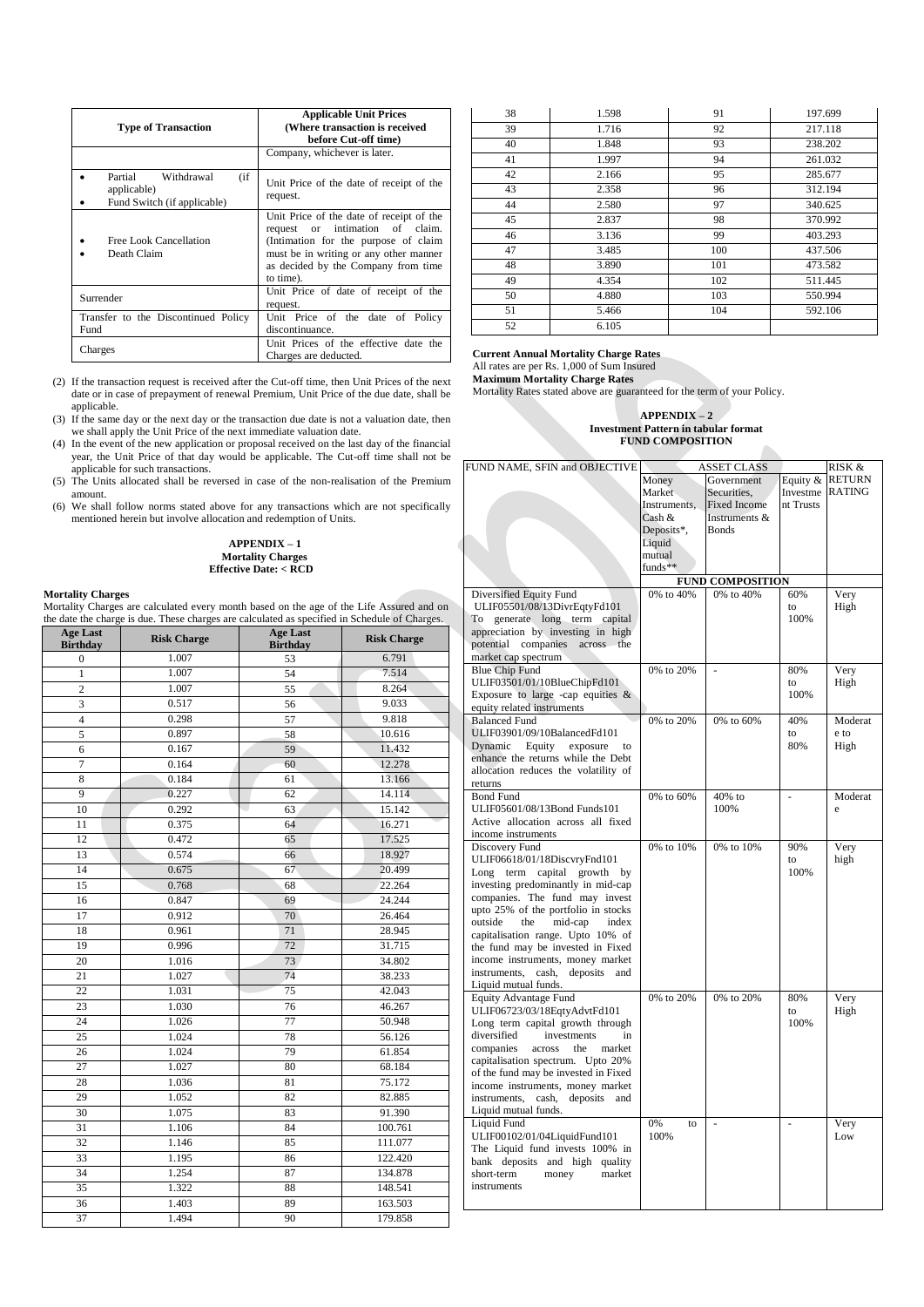| Type of Transaction | Applicable Unit Prices (Where transaction is received before Cut-off time) |
|---|---|
| | Company, whichever is later. |
| • Partial Withdrawal (if applicable)<br>• Fund Switch (if applicable) | Unit Price of the date of receipt of the request. |
| • Free Look Cancellation<br>• Death Claim | Unit Price of the date of receipt of the request or intimation of claim. (Intimation for the purpose of claim must be in writing or any other manner as decided by the Company from time to time). |
| Surrender | Unit Price of date of receipt of the request. |
| Transfer to the Discontinued Policy Fund | Unit Price of the date of Policy discontinuance. |
| Charges | Unit Prices of the effective date the Charges are deducted. |

(2) If the transaction request is received after the Cut-off time, then Unit Prices of the next date or in case of prepayment of renewal Premium, Unit Price of the due date, shall be applicable.

(3) If the same day or the next day or the transaction due date is not a valuation date, then we shall apply the Unit Price of the next immediate valuation date.

(4) In the event of the new application or proposal received on the last day of the financial year, the Unit Price of that day would be applicable. The Cut-off time shall not be applicable for such transactions.

(5) The Units allocated shall be reversed in case of the non-realisation of the Premium amount.

(6) We shall follow norms stated above for any transactions which are not specifically mentioned herein but involve allocation and redemption of Units.

## APPENDIX – 1
### Mortality Charges
### Effective Date: < RCD

**Mortality Charges**

Mortality Charges are calculated every month based on the age of the Life Assured and on the date the charge is due. These charges are calculated as specified in Schedule of Charges.

| Age Last Birthday | Risk Charge | Age Last Birthday | Risk Charge |
|---|---|---|---|
| 0 | 1.007 | 53 | 6.791 |
| 1 | 1.007 | 54 | 7.514 |
| 2 | 1.007 | 55 | 8.264 |
| 3 | 0.517 | 56 | 9.033 |
| 4 | 0.298 | 57 | 9.818 |
| 5 | 0.897 | 58 | 10.616 |
| 6 | 0.167 | 59 | 11.432 |
| 7 | 0.164 | 60 | 12.278 |
| 8 | 0.184 | 61 | 13.166 |
| 9 | 0.227 | 62 | 14.114 |
| 10 | 0.292 | 63 | 15.142 |
| 11 | 0.375 | 64 | 16.271 |
| 12 | 0.472 | 65 | 17.525 |
| 13 | 0.574 | 66 | 18.927 |
| 14 | 0.675 | 67 | 20.499 |
| 15 | 0.768 | 68 | 22.264 |
| 16 | 0.847 | 69 | 24.244 |
| 17 | 0.912 | 70 | 26.464 |
| 18 | 0.961 | 71 | 28.945 |
| 19 | 0.996 | 72 | 31.715 |
| 20 | 1.016 | 73 | 34.802 |
| 21 | 1.027 | 74 | 38.233 |
| 22 | 1.031 | 75 | 42.043 |
| 23 | 1.030 | 76 | 46.267 |
| 24 | 1.026 | 77 | 50.948 |
| 25 | 1.024 | 78 | 56.126 |
| 26 | 1.024 | 79 | 61.854 |
| 27 | 1.027 | 80 | 68.184 |
| 28 | 1.036 | 81 | 75.172 |
| 29 | 1.052 | 82 | 82.885 |
| 30 | 1.075 | 83 | 91.390 |
| 31 | 1.106 | 84 | 100.761 |
| 32 | 1.146 | 85 | 111.077 |
| 33 | 1.195 | 86 | 122.420 |
| 34 | 1.254 | 87 | 134.878 |
| 35 | 1.322 | 88 | 148.541 |
| 36 | 1.403 | 89 | 163.503 |
| 37 | 1.494 | 90 | 179.858 |
| 38 | 1.598 | 91 | 197.699 |
| 39 | 1.716 | 92 | 217.118 |
| 40 | 1.848 | 93 | 238.202 |
| 41 | 1.997 | 94 | 261.032 |
| 42 | 2.166 | 95 | 285.677 |
| 43 | 2.358 | 96 | 312.194 |
| 44 | 2.580 | 97 | 340.625 |
| 45 | 2.837 | 98 | 370.992 |
| 46 | 3.136 | 99 | 403.293 |
| 47 | 3.485 | 100 | 437.506 |
| 48 | 3.890 | 101 | 473.582 |
| 49 | 4.354 | 102 | 511.445 |
| 50 | 4.880 | 103 | 550.994 |
| 51 | 5.466 | 104 | 592.106 |
| 52 | 6.105 | | |

**Current Annual Mortality Charge Rates**

All rates are per Rs. 1,000 of Sum Insured

**Maximum Mortality Charge Rates**

Mortality Rates stated above are guaranteed for the term of your Policy.

## APPENDIX – 2
### Investment Pattern in tabular format
### FUND COMPOSITION

| FUND NAME, SFIN and OBJECTIVE | ASSET CLASS | | | RISK & RETURN RATING |
|---|---|---|---|---|
| | Money Market Instruments, Cash & Deposits*, Liquid mutual funds** | Government Securities, Fixed Income Instruments & Bonds | Equity & Investment Trusts | |
| | FUND COMPOSITION | | | |
| Diversified Equity Fund<br>ULIF05501/08/13DivrEqtyFd101<br>To generate long term capital appreciation by investing in high potential companies across the market cap spectrum | 0% to 40% | 0% to 40% | 60% to 100% | Very High |
| Blue Chip Fund<br>ULIF03501/01/10BlueChipFd101<br>Exposure to large -cap equities & equity related instruments | 0% to 20% | - | 80% to 100% | Very High |
| Balanced Fund<br>ULIF03901/09/10BalancedFd101<br>Dynamic Equity exposure to enhance the returns while the Debt allocation reduces the volatility of returns | 0% to 20% | 0% to 60% | 40% to 80% | Moderate to High |
| Bond Fund<br>ULIF05601/08/13Bond Funds101<br>Active allocation across all fixed income instruments | 0% to 60% | 40% to 100% | - | Moderate |
| Discovery Fund<br>ULIF06618/01/18DiscvryFnd101<br>Long term capital growth by investing predominantly in mid-cap companies. The fund may invest upto 25% of the portfolio in stocks outside the mid-cap index capitalisation range. Upto 10% of the fund may be invested in Fixed income instruments, money market instruments, cash, deposits and Liquid mutual funds. | 0% to 10% | 0% to 10% | 90% to 100% | Very high |
| Equity Advantage Fund<br>ULIF06723/03/18EqtyAdvtFd101<br>Long term capital growth through diversified investments in companies across the market capitalisation spectrum. Upto 20% of the fund may be invested in Fixed income instruments, money market instruments, cash, deposits and Liquid mutual funds. | 0% to 20% | 0% to 20% | 80% to 100% | Very High |
| Liquid Fund<br>ULIF00102/01/04LiquidFund101<br>The Liquid fund invests 100% in bank deposits and high quality short-term money market instruments | 0% to 100% | - | - | Very Low |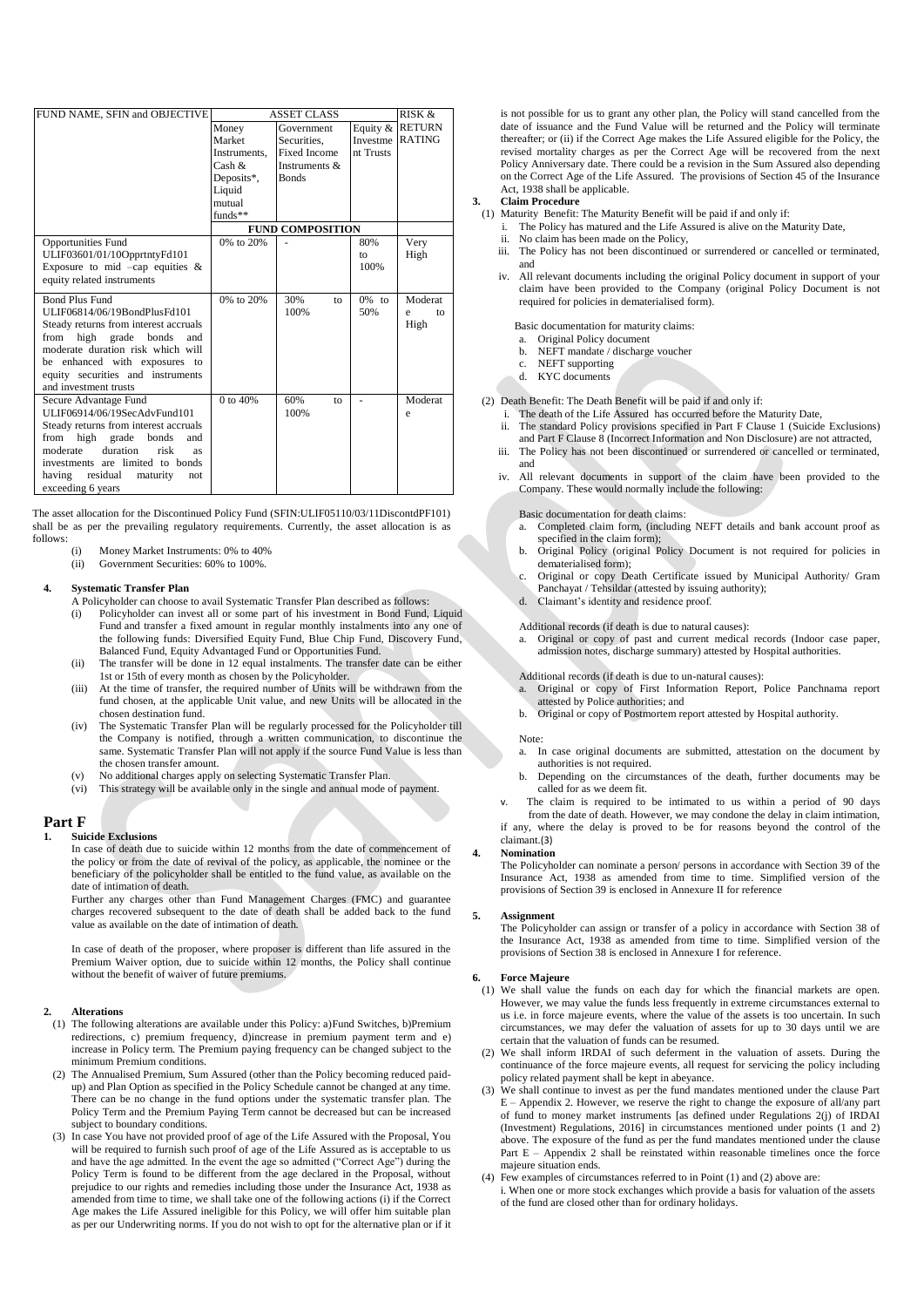| FUND NAME, SFIN and OBJECTIVE | ASSET CLASS | | | RISK & RETURN RATING |
|---|---|---|---|---|
| | Money Market Instruments, Cash & Deposits*, Liquid mutual funds** | Government Securities, Fixed Income Instruments & Bonds | Equity & Investment Trusts | |
| | FUND COMPOSITION | | | |
| Opportunities Fund ULIF03601/01/10OpprtntyFd101 Exposure to mid –cap equities & equity related instruments | 0% to 20% | - | 80% to 100% | Very High |
| Bond Plus Fund ULIF06814/06/19BondPlusFd101 Steady returns from interest accruals from high grade bonds and moderate duration risk which will be enhanced with exposures to equity securities and instruments and investment trusts | 0% to 20% | 30% to 100% | 0% to 50% | Moderate to High |
| Secure Advantage Fund ULIF06914/06/19SecAdvFund101 Steady returns from interest accruals from high grade bonds and moderate duration risk as investments are limited to bonds having residual maturity not exceeding 6 years | 0 to 40% | 60% to 100% | - | Moderate |

The asset allocation for the Discontinued Policy Fund (SFIN:ULIF05110/03/11DiscontdPF101) shall be as per the prevailing regulatory requirements. Currently, the asset allocation is as follows:

(i) Money Market Instruments: 0% to 40%
(ii) Government Securities: 60% to 100%.

**4. Systematic Transfer Plan**

A Policyholder can choose to avail Systematic Transfer Plan described as follows:

(i) Policyholder can invest all or some part of his investment in Bond Fund, Liquid Fund and transfer a fixed amount in regular monthly instalments into any one of the following funds: Diversified Equity Fund, Blue Chip Fund, Discovery Fund, Balanced Fund, Equity Advantaged Fund or Opportunities Fund.
(ii) The transfer will be done in 12 equal instalments. The transfer date can be either 1st or 15th of every month as chosen by the Policyholder.
(iii) At the time of transfer, the required number of Units will be withdrawn from the fund chosen, at the applicable Unit value, and new Units will be allocated in the chosen destination fund.
(iv) The Systematic Transfer Plan will be regularly processed for the Policyholder till the Company is notified, through a written communication, to discontinue the same. Systematic Transfer Plan will not apply if the source Fund Value is less than the chosen transfer amount.
(v) No additional charges apply on selecting Systematic Transfer Plan.
(vi) This strategy will be available only in the single and annual mode of payment.

## Part F

**1. Suicide Exclusions**

In case of death due to suicide within 12 months from the date of commencement of the policy or from the date of revival of the policy, as applicable, the nominee or the beneficiary of the policyholder shall be entitled to the fund value, as available on the date of intimation of death.

Further any charges other than Fund Management Charges (FMC) and guarantee charges recovered subsequent to the date of death shall be added back to the fund value as available on the date of intimation of death.

In case of death of the proposer, where proposer is different than life assured in the Premium Waiver option, due to suicide within 12 months, the Policy shall continue without the benefit of waiver of future premiums.

**2. Alterations**

(1) The following alterations are available under this Policy: a)Fund Switches, b)Premium redirections, c) premium frequency, d)increase in premium payment term and e) increase in Policy term. The Premium paying frequency can be changed subject to the minimum Premium conditions.
(2) The Annualised Premium, Sum Assured (other than the Policy becoming reduced paid-up) and Plan Option as specified in the Policy Schedule cannot be changed at any time. There can be no change in the fund options under the systematic transfer plan. The Policy Term and the Premium Paying Term cannot be decreased but can be increased subject to boundary conditions.
(3) In case You have not provided proof of age of the Life Assured with the Proposal, You will be required to furnish such proof of age of the Life Assured as is acceptable to us and have the age admitted. In the event the age so admitted ("Correct Age") during the Policy Term is found to be different from the age declared in the Proposal, without prejudice to our rights and remedies including those under the Insurance Act, 1938 as amended from time to time, we shall take one of the following actions (i) if the Correct Age makes the Life Assured ineligible for this Policy, we will offer him suitable plan as per our Underwriting norms. If you do not wish to opt for the alternative plan or if it is not possible for us to grant any other plan, the Policy will stand cancelled from the date of issuance and the Fund Value will be returned and the Policy will terminate thereafter; or (ii) if the Correct Age makes the Life Assured eligible for the Policy, the revised mortality charges as per the Correct Age will be recovered from the next Policy Anniversary date. There could be a revision in the Sum Assured also depending on the Correct Age of the Life Assured. The provisions of Section 45 of the Insurance Act, 1938 shall be applicable.

**3. Claim Procedure**

(1) Maturity Benefit: The Maturity Benefit will be paid if and only if:
   i. The Policy has matured and the Life Assured is alive on the Maturity Date,
   ii. No claim has been made on the Policy,
   iii. The Policy has not been discontinued or surrendered or cancelled or terminated, and
   iv. All relevant documents including the original Policy document in support of your claim have been provided to the Company (original Policy Document is not required for policies in dematerialised form).

   Basic documentation for maturity claims:
   a. Original Policy document
   b. NEFT mandate / discharge voucher
   c. NEFT supporting
   d. KYC documents

(2) Death Benefit: The Death Benefit will be paid if and only if:
   i. The death of the Life Assured has occurred before the Maturity Date,
   ii. The standard Policy provisions specified in Part F Clause 1 (Suicide Exclusions) and Part F Clause 8 (Incorrect Information and Non Disclosure) are not attracted,
   iii. The Policy has not been discontinued or surrendered or cancelled or terminated, and
   iv. All relevant documents in support of the claim have been provided to the Company. These would normally include the following:

   Basic documentation for death claims:
   a. Completed claim form, (including NEFT details and bank account proof as specified in the claim form);
   b. Original Policy (original Policy Document is not required for policies in dematerialised form);
   c. Original or copy Death Certificate issued by Municipal Authority/ Gram Panchayat / Tehsildar (attested by issuing authority);
   d. Claimant's identity and residence proof.

   Additional records (if death is due to natural causes):
   a. Original or copy of past and current medical records (Indoor case paper, admission notes, discharge summary) attested by Hospital authorities.

   Additional records (if death is due to un-natural causes):
   a. Original or copy of First Information Report, Police Panchnama report attested by Police authorities; and
   b. Original or copy of Postmortem report attested by Hospital authority.

   Note:
   a. In case original documents are submitted, attestation on the document by authorities is not required.
   b. Depending on the circumstances of the death, further documents may be called for as we deem fit.

   v. The claim is required to be intimated to us within a period of 90 days from the date of death. However, we may condone the delay in claim intimation, if any, where the delay is proved to be for reasons beyond the control of the claimant.(3)

**4. Nomination**

The Policyholder can nominate a person/ persons in accordance with Section 39 of the Insurance Act, 1938 as amended from time to time. Simplified version of the provisions of Section 39 is enclosed in Annexure II for reference

**5. Assignment**

The Policyholder can assign or transfer of a policy in accordance with Section 38 of the Insurance Act, 1938 as amended from time to time. Simplified version of the provisions of Section 38 is enclosed in Annexure I for reference.

**6. Force Majeure**

(1) We shall value the funds on each day for which the financial markets are open. However, we may value the funds less frequently in extreme circumstances external to us i.e. in force majeure events, where the value of the assets is too uncertain. In such circumstances, we may defer the valuation of assets for up to 30 days until we are certain that the valuation of funds can be resumed.
(2) We shall inform IRDAI of such deferment in the valuation of assets. During the continuance of the force majeure events, all request for servicing the policy including policy related payment shall be kept in abeyance.
(3) We shall continue to invest as per the fund mandates mentioned under the clause Part E – Appendix 2. However, we reserve the right to change the exposure of all/any part of fund to money market instruments [as defined under Regulations 2(j) of IRDAI (Investment) Regulations, 2016] in circumstances mentioned under points (1 and 2) above. The exposure of the fund as per the fund mandates mentioned under the clause Part E – Appendix 2 shall be reinstated within reasonable timelines once the force majeure situation ends.
(4) Few examples of circumstances referred to in Point (1) and (2) above are:
   i. When one or more stock exchanges which provide a basis for valuation of the assets of the fund are closed other than for ordinary holidays.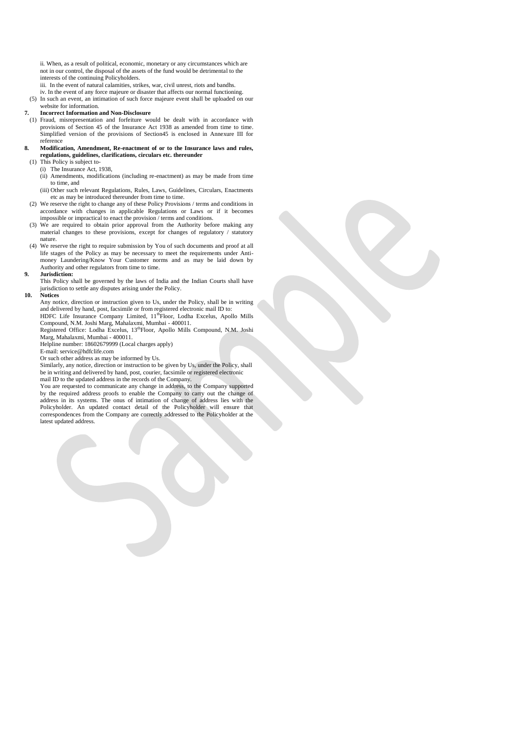ii. When, as a result of political, economic, monetary or any circumstances which are not in our control, the disposal of the assets of the fund would be detrimental to the interests of the continuing Policyholders.

iii. In the event of natural calamities, strikes, war, civil unrest, riots and bandhs.

iv. In the event of any force majeure or disaster that affects our normal functioning.

(5) In such an event, an intimation of such force majeure event shall be uploaded on our website for information.

**7. Incorrect Information and Non-Disclosure**

(1) Fraud, misrepresentation and forfeiture would be dealt with in accordance with provisions of Section 45 of the Insurance Act 1938 as amended from time to time. Simplified version of the provisions of Section45 is enclosed in Annexure III for reference

**8. Modification, Amendment, Re-enactment of or to the Insurance laws and rules, regulations, guidelines, clarifications, circulars etc. thereunder**

(1) This Policy is subject to-

(i) The Insurance Act, 1938,

(ii) Amendments, modifications (including re-enactment) as may be made from time to time, and

(iii) Other such relevant Regulations, Rules, Laws, Guidelines, Circulars, Enactments etc as may be introduced thereunder from time to time.

(2) We reserve the right to change any of these Policy Provisions / terms and conditions in accordance with changes in applicable Regulations or Laws or if it becomes impossible or impractical to enact the provision / terms and conditions.

(3) We are required to obtain prior approval from the Authority before making any material changes to these provisions, except for changes of regulatory / statutory nature.

(4) We reserve the right to require submission by You of such documents and proof at all life stages of the Policy as may be necessary to meet the requirements under Anti-money Laundering/Know Your Customer norms and as may be laid down by Authority and other regulators from time to time.

**9. Jurisdiction:**

This Policy shall be governed by the laws of India and the Indian Courts shall have jurisdiction to settle any disputes arising under the Policy.

**10. Notices**

Any notice, direction or instruction given to Us, under the Policy, shall be in writing and delivered by hand, post, facsimile or from registered electronic mail ID to:

HDFC Life Insurance Company Limited, 11thFloor, Lodha Excelus, Apollo Mills Compound, N.M. Joshi Marg, Mahalaxmi, Mumbai - 400011.

Registered Office: Lodha Excelus, 13thFloor, Apollo Mills Compound, N.M. Joshi Marg, Mahalaxmi, Mumbai - 400011.

Helpline number: 18602679999 (Local charges apply)

E-mail: service@hdfclife.com

Or such other address as may be informed by Us.

Similarly, any notice, direction or instruction to be given by Us, under the Policy, shall be in writing and delivered by hand, post, courier, facsimile or registered electronic mail ID to the updated address in the records of the Company.

You are requested to communicate any change in address, to the Company supported by the required address proofs to enable the Company to carry out the change of address in its systems. The onus of intimation of change of address lies with the Policyholder. An updated contact detail of the Policyholder will ensure that correspondences from the Company are correctly addressed to the Policyholder at the latest updated address.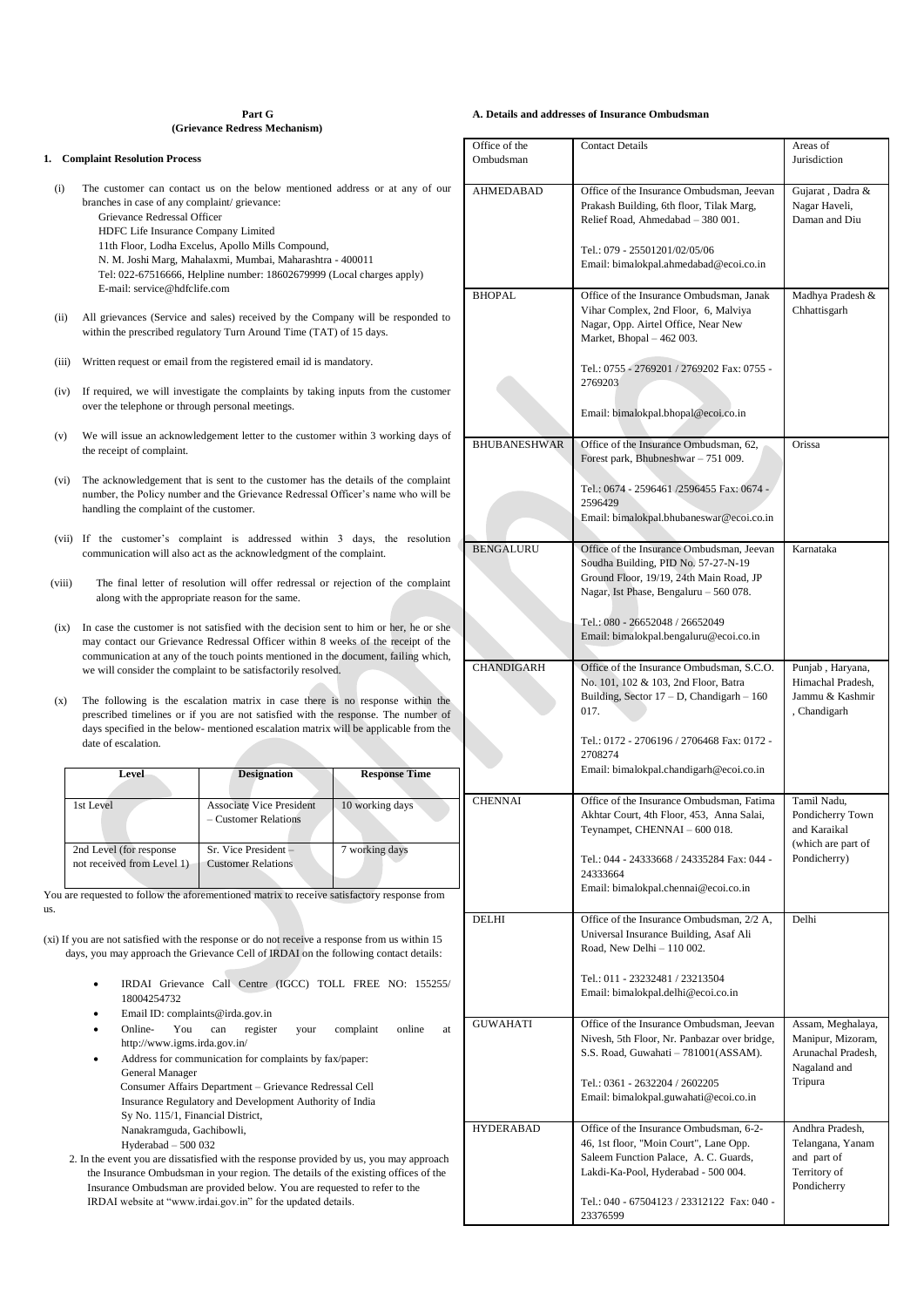## Part G
## (Grievance Redress Mechanism)

### 1. Complaint Resolution Process

(i) The customer can contact us on the below mentioned address or at any of our branches in case of any complaint/ grievance:
Grievance Redressal Officer
HDFC Life Insurance Company Limited
11th Floor, Lodha Excelus, Apollo Mills Compound,
N. M. Joshi Marg, Mahalaxmi, Mumbai, Maharashtra - 400011
Tel: 022-67516666, Helpline number: 18602679999 (Local charges apply)
E-mail: service@hdfclife.com

(ii) All grievances (Service and sales) received by the Company will be responded to within the prescribed regulatory Turn Around Time (TAT) of 15 days.

(iii) Written request or email from the registered email id is mandatory.

(iv) If required, we will investigate the complaints by taking inputs from the customer over the telephone or through personal meetings.

(v) We will issue an acknowledgement letter to the customer within 3 working days of the receipt of complaint.

(vi) The acknowledgement that is sent to the customer has the details of the complaint number, the Policy number and the Grievance Redressal Officer's name who will be handling the complaint of the customer.

(vii) If the customer's complaint is addressed within 3 days, the resolution communication will also act as the acknowledgment of the complaint.

(viii) The final letter of resolution will offer redressal or rejection of the complaint along with the appropriate reason for the same.

(ix) In case the customer is not satisfied with the decision sent to him or her, he or she may contact our Grievance Redressal Officer within 8 weeks of the receipt of the communication at any of the touch points mentioned in the document, failing which, we will consider the complaint to be satisfactorily resolved.

(x) The following is the escalation matrix in case there is no response within the prescribed timelines or if you are not satisfied with the response. The number of days specified in the below- mentioned escalation matrix will be applicable from the date of escalation.

| Level | Designation | Response Time |
|---|---|---|
| 1st Level | Associate Vice President – Customer Relations | 10 working days |
| 2nd Level (for response not received from Level 1) | Sr. Vice President – Customer Relations | 7 working days |

You are requested to follow the aforementioned matrix to receive satisfactory response from us.

(xi) If you are not satisfied with the response or do not receive a response from us within 15 days, you may approach the Grievance Cell of IRDAI on the following contact details:

- IRDAI Grievance Call Centre (IGCC) TOLL FREE NO: 155255/ 18004254732
- Email ID: complaints@irda.gov.in
- Online- You can register your complaint online at http://www.igms.irda.gov.in/
- Address for communication for complaints by fax/paper:
  General Manager
  Consumer Affairs Department – Grievance Redressal Cell
  Insurance Regulatory and Development Authority of India
  Sy No. 115/1, Financial District,
  Nanakramguda, Gachibowli,
  Hyderabad – 500 032

2. In the event you are dissatisfied with the response provided by us, you may approach the Insurance Ombudsman in your region. The details of the existing offices of the Insurance Ombudsman are provided below. You are requested to refer to the IRDAI website at "www.irdai.gov.in" for the updated details.

**A. Details and addresses of Insurance Ombudsman**

| Office of the Ombudsman | Contact Details | Areas of Jurisdiction |
|---|---|---|
| AHMEDABAD | Office of the Insurance Ombudsman, Jeevan Prakash Building, 6th floor, Tilak Marg, Relief Road, Ahmedabad – 380 001.<br><br>Tel.: 079 - 25501201/02/05/06<br>Email: bimalokpal.ahmedabad@ecoi.co.in | Gujarat , Dadra & Nagar Haveli, Daman and Diu |
| BHOPAL | Office of the Insurance Ombudsman, Janak Vihar Complex, 2nd Floor, 6, Malviya Nagar, Opp. Airtel Office, Near New Market, Bhopal – 462 003.<br><br>Tel.: 0755 - 2769201 / 2769202 Fax: 0755 - 2769203<br><br>Email: bimalokpal.bhopal@ecoi.co.in | Madhya Pradesh & Chhattisgarh |
| BHUBANESHWAR | Office of the Insurance Ombudsman, 62, Forest park, Bhubneshwar – 751 009.<br><br>Tel.: 0674 - 2596461 /2596455 Fax: 0674 - 2596429<br>Email: bimalokpal.bhubaneswar@ecoi.co.in | Orissa |
| BENGALURU | Office of the Insurance Ombudsman, Jeevan Soudha Building, PID No. 57-27-N-19 Ground Floor, 19/19, 24th Main Road, JP Nagar, Ist Phase, Bengaluru – 560 078.<br><br>Tel.: 080 - 26652048 / 26652049<br>Email: bimalokpal.bengaluru@ecoi.co.in | Karnataka |
| CHANDIGARH | Office of the Insurance Ombudsman, S.C.O. No. 101, 102 & 103, 2nd Floor, Batra Building, Sector 17 – D, Chandigarh – 160 017.<br><br>Tel.: 0172 - 2706196 / 2706468 Fax: 0172 - 2708274<br>Email: bimalokpal.chandigarh@ecoi.co.in | Punjab , Haryana, Himachal Pradesh, Jammu & Kashmir , Chandigarh |
| CHENNAI | Office of the Insurance Ombudsman, Fatima Akhtar Court, 4th Floor, 453, Anna Salai, Teynampet, CHENNAI – 600 018.<br><br>Tel.: 044 - 24333668 / 24335284 Fax: 044 - 24333664<br>Email: bimalokpal.chennai@ecoi.co.in | Tamil Nadu, Pondicherry Town and Karaikal (which are part of Pondicherry) |
| DELHI | Office of the Insurance Ombudsman, 2/2 A, Universal Insurance Building, Asaf Ali Road, New Delhi – 110 002.<br><br>Tel.: 011 - 23232481 / 23213504<br>Email: bimalokpal.delhi@ecoi.co.in | Delhi |
| GUWAHATI | Office of the Insurance Ombudsman, Jeevan Nivesh, 5th Floor, Nr. Panbazar over bridge, S.S. Road, Guwahati – 781001(ASSAM).<br><br>Tel.: 0361 - 2632204 / 2602205<br>Email: bimalokpal.guwahati@ecoi.co.in | Assam, Meghalaya, Manipur, Mizoram, Arunachal Pradesh, Nagaland and Tripura |
| HYDERABAD | Office of the Insurance Ombudsman, 6-2-46, 1st floor, "Moin Court", Lane Opp. Saleem Function Palace, A. C. Guards, Lakdi-Ka-Pool, Hyderabad - 500 004.<br><br>Tel.: 040 - 67504123 / 23312122 Fax: 040 - 23376599 | Andhra Pradesh, Telangana, Yanam and part of Territory of Pondicherry |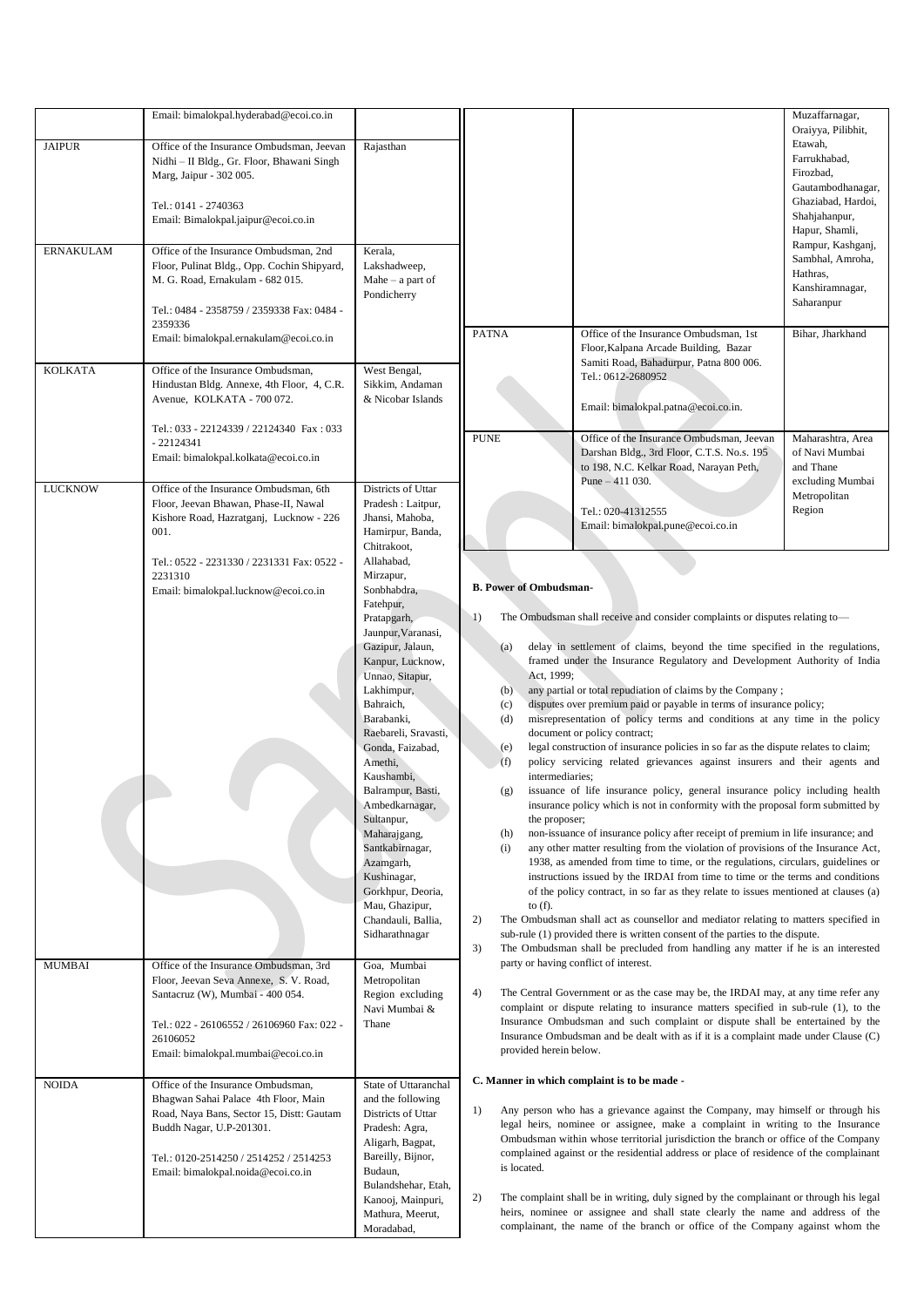| | | |
|---|---|---|
| | Email: bimalokpal.hyderabad@ecoi.co.in | |
| JAIPUR | Office of the Insurance Ombudsman, Jeevan Nidhi – II Bldg., Gr. Floor, Bhawani Singh Marg, Jaipur - 302 005.<br><br>Tel.: 0141 - 2740363<br>Email: Bimalokpal.jaipur@ecoi.co.in | Rajasthan |
| ERNAKULAM | Office of the Insurance Ombudsman, 2nd Floor, Pulinat Bldg., Opp. Cochin Shipyard, M. G. Road, Ernakulam - 682 015.<br><br>Tel.: 0484 - 2358759 / 2359338 Fax: 0484 - 2359336<br>Email: bimalokpal.ernakulam@ecoi.co.in | Kerala, Lakshadweep, Mahe – a part of Pondicherry |
| KOLKATA | Office of the Insurance Ombudsman, Hindustan Bldg. Annexe, 4th Floor, 4, C.R. Avenue, KOLKATA - 700 072.<br><br>Tel.: 033 - 22124339 / 22124340 Fax : 033 - 22124341<br>Email: bimalokpal.kolkata@ecoi.co.in | West Bengal, Sikkim, Andaman & Nicobar Islands |
| LUCKNOW | Office of the Insurance Ombudsman, 6th Floor, Jeevan Bhawan, Phase-II, Nawal Kishore Road, Hazratganj, Lucknow - 226 001.<br><br>Tel.: 0522 - 2231330 / 2231331 Fax: 0522 - 2231310<br>Email: bimalokpal.lucknow@ecoi.co.in | Districts of Uttar Pradesh : Laitpur, Jhansi, Mahoba, Hamirpur, Banda, Chitrakoot, Allahabad, Mirzapur, Sonbhabdra, Fatehpur, Pratapgarh, Jaunpur,Varanasi, Gazipur, Jalaun, Kanpur, Lucknow, Unnao, Sitapur, Lakhimpur, Bahraich, Barabanki, Raebareli, Sravasti, Gonda, Faizabad, Amethi, Kaushambi, Balrampur, Basti, Ambedkarnagar, Sultanpur, Maharajgang, Santkabirnagar, Azamgarh, Kushinagar, Gorkhpur, Deoria, Mau, Ghazipur, Chandauli, Ballia, Sidharathnagar |
| MUMBAI | Office of the Insurance Ombudsman, 3rd Floor, Jeevan Seva Annexe, S. V. Road, Santacruz (W), Mumbai - 400 054.<br><br>Tel.: 022 - 26106552 / 26106960 Fax: 022 - 26106052<br>Email: bimalokpal.mumbai@ecoi.co.in | Goa, Mumbai Metropolitan Region excluding Navi Mumbai & Thane |
| NOIDA | Office of the Insurance Ombudsman, Bhagwan Sahai Palace 4th Floor, Main Road, Naya Bans, Sector 15, Distt: Gautam Buddh Nagar, U.P-201301.<br><br>Tel.: 0120-2514250 / 2514252 / 2514253<br>Email: bimalokpal.noida@ecoi.co.in | State of Uttaranchal and the following Districts of Uttar Pradesh: Agra, Aligarh, Bagpat, Bareilly, Bijnor, Budaun, Bulandshehar, Etah, Kanooj, Mainpuri, Mathura, Meerut, Moradabad, Muzaffarnagar, Oraiyya, Pilibhit, Etawah, Farrukhabad, Firozbad, Gautambodhanagar, Ghaziabad, Hardoi, Shahjahanpur, Hapur, Shamli, Rampur, Kashganj, Sambhal, Amroha, Hathras, Kanshiramnagar, Saharanpur |
| PATNA | Office of the Insurance Ombudsman, 1st Floor,Kalpana Arcade Building, Bazar Samiti Road, Bahadurpur, Patna 800 006.<br>Tel.: 0612-2680952<br><br>Email: bimalokpal.patna@ecoi.co.in. | Bihar, Jharkhand |
| PUNE | Office of the Insurance Ombudsman, Jeevan Darshan Bldg., 3rd Floor, C.T.S. No.s. 195 to 198, N.C. Kelkar Road, Narayan Peth, Pune – 411 030.<br><br>Tel.: 020-41312555<br>Email: bimalokpal.pune@ecoi.co.in | Maharashtra, Area of Navi Mumbai and Thane excluding Mumbai Metropolitan Region |

**B. Power of Ombudsman-**

1) The Ombudsman shall receive and consider complaints or disputes relating to—

   (a) delay in settlement of claims, beyond the time specified in the regulations, framed under the Insurance Regulatory and Development Authority of India Act, 1999;
   (b) any partial or total repudiation of claims by the Company ;
   (c) disputes over premium paid or payable in terms of insurance policy;
   (d) misrepresentation of policy terms and conditions at any time in the policy document or policy contract;
   (e) legal construction of insurance policies in so far as the dispute relates to claim;
   (f) policy servicing related grievances against insurers and their agents and intermediaries;
   (g) issuance of life insurance policy, general insurance policy including health insurance policy which is not in conformity with the proposal form submitted by the proposer;
   (h) non-issuance of insurance policy after receipt of premium in life insurance; and
   (i) any other matter resulting from the violation of provisions of the Insurance Act, 1938, as amended from time to time, or the regulations, circulars, guidelines or instructions issued by the IRDAI from time to time or the terms and conditions of the policy contract, in so far as they relate to issues mentioned at clauses (a) to (f).

2) The Ombudsman shall act as counsellor and mediator relating to matters specified in sub-rule (1) provided there is written consent of the parties to the dispute.
3) The Ombudsman shall be precluded from handling any matter if he is an interested party or having conflict of interest.
4) The Central Government or as the case may be, the IRDAI may, at any time refer any complaint or dispute relating to insurance matters specified in sub-rule (1), to the Insurance Ombudsman and such complaint or dispute shall be entertained by the Insurance Ombudsman and be dealt with as if it is a complaint made under Clause (C) provided herein below.

**C. Manner in which complaint is to be made -**

1) Any person who has a grievance against the Company, may himself or through his legal heirs, nominee or assignee, make a complaint in writing to the Insurance Ombudsman within whose territorial jurisdiction the branch or office of the Company complained against or the residential address or place of residence of the complainant is located.

2) The complaint shall be in writing, duly signed by the complainant or through his legal heirs, nominee or assignee and shall state clearly the name and address of the complainant, the name of the branch or office of the Company against whom the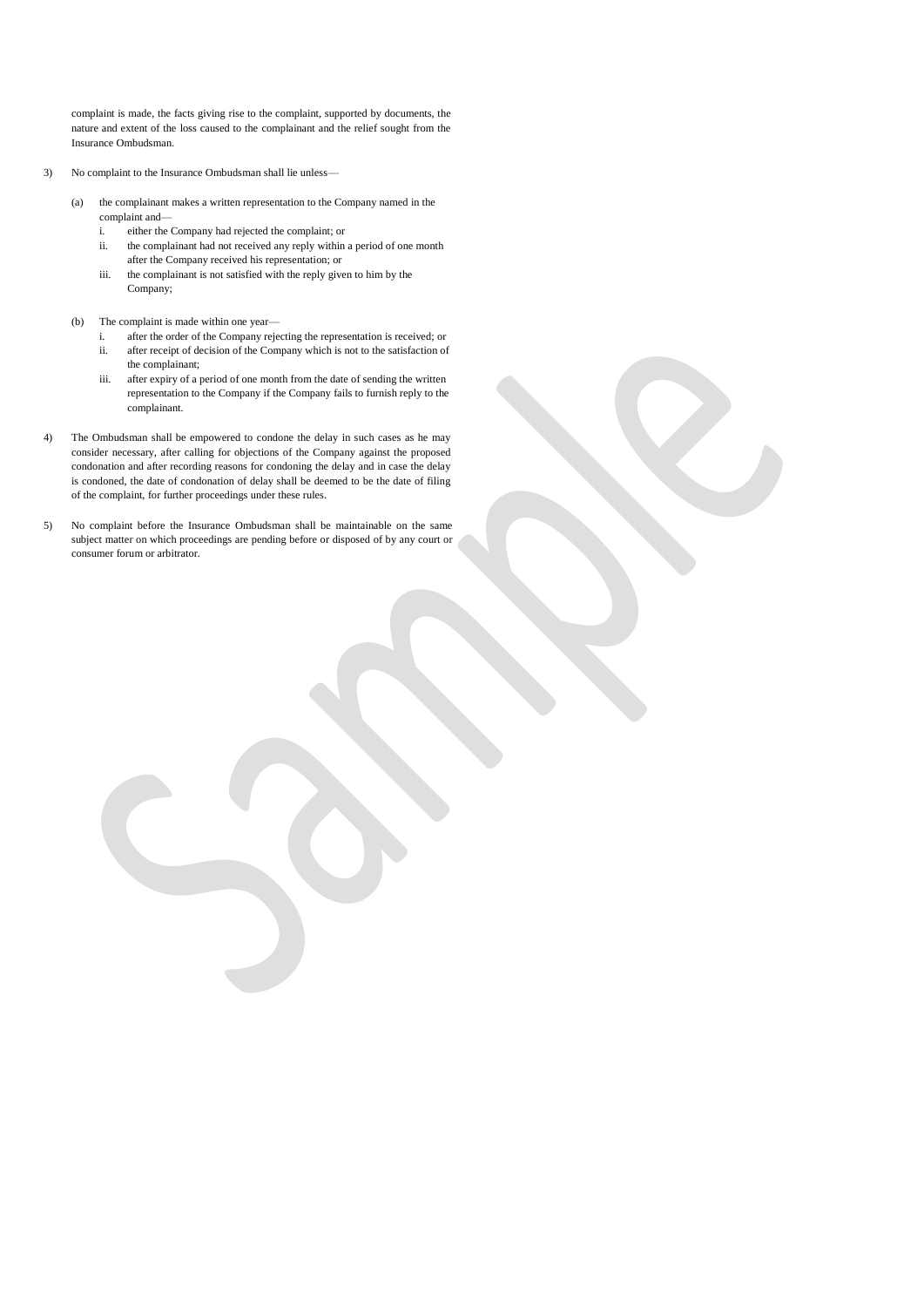complaint is made, the facts giving rise to the complaint, supported by documents, the nature and extent of the loss caused to the complainant and the relief sought from the Insurance Ombudsman.

3) No complaint to the Insurance Ombudsman shall lie unless—

   (a) the complainant makes a written representation to the Company named in the complaint and—
      i. either the Company had rejected the complaint; or
      ii. the complainant had not received any reply within a period of one month after the Company received his representation; or
      iii. the complainant is not satisfied with the reply given to him by the Company;

   (b) The complaint is made within one year—
      i. after the order of the Company rejecting the representation is received; or
      ii. after receipt of decision of the Company which is not to the satisfaction of the complainant;
      iii. after expiry of a period of one month from the date of sending the written representation to the Company if the Company fails to furnish reply to the complainant.

4) The Ombudsman shall be empowered to condone the delay in such cases as he may consider necessary, after calling for objections of the Company against the proposed condonation and after recording reasons for condoning the delay and in case the delay is condoned, the date of condonation of delay shall be deemed to be the date of filing of the complaint, for further proceedings under these rules.

5) No complaint before the Insurance Ombudsman shall be maintainable on the same subject matter on which proceedings are pending before or disposed of by any court or consumer forum or arbitrator.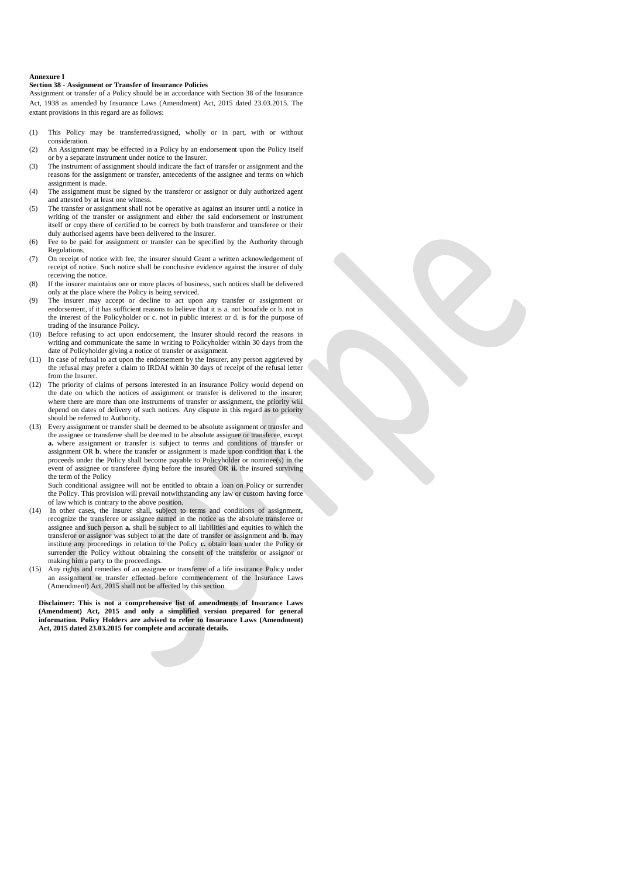**Annexure I**

**Section 38 - Assignment or Transfer of Insurance Policies**

Assignment or transfer of a Policy should be in accordance with Section 38 of the Insurance Act, 1938 as amended by Insurance Laws (Amendment) Act, 2015 dated 23.03.2015. The extant provisions in this regard are as follows:

(1) This Policy may be transferred/assigned, wholly or in part, with or without consideration.

(2) An Assignment may be effected in a Policy by an endorsement upon the Policy itself or by a separate instrument under notice to the Insurer.

(3) The instrument of assignment should indicate the fact of transfer or assignment and the reasons for the assignment or transfer, antecedents of the assignee and terms on which assignment is made.

(4) The assignment must be signed by the transferor or assignor or duly authorized agent and attested by at least one witness.

(5) The transfer or assignment shall not be operative as against an insurer until a notice in writing of the transfer or assignment and either the said endorsement or instrument itself or copy there of certified to be correct by both transferor and transferee or their duly authorised agents have been delivered to the insurer.

(6) Fee to be paid for assignment or transfer can be specified by the Authority through Regulations.

(7) On receipt of notice with fee, the insurer should Grant a written acknowledgement of receipt of notice. Such notice shall be conclusive evidence against the insurer of duly receiving the notice.

(8) If the insurer maintains one or more places of business, such notices shall be delivered only at the place where the Policy is being serviced.

(9) The insurer may accept or decline to act upon any transfer or assignment or endorsement, if it has sufficient reasons to believe that it is a. not bonafide or b. not in the interest of the Policyholder or c. not in public interest or d. is for the purpose of trading of the insurance Policy.

(10) Before refusing to act upon endorsement, the Insurer should record the reasons in writing and communicate the same in writing to Policyholder within 30 days from the date of Policyholder giving a notice of transfer or assignment.

(11) In case of refusal to act upon the endorsement by the Insurer, any person aggrieved by the refusal may prefer a claim to IRDAI within 30 days of receipt of the refusal letter from the Insurer.

(12) The priority of claims of persons interested in an insurance Policy would depend on the date on which the notices of assignment or transfer is delivered to the insurer; where there are more than one instruments of transfer or assignment, the priority will depend on dates of delivery of such notices. Any dispute in this regard as to priority should be referred to Authority.

(13) Every assignment or transfer shall be deemed to be absolute assignment or transfer and the assignee or transferee shall be deemed to be absolute assignee or transferee, except **a.** where assignment or transfer is subject to terms and conditions of transfer or assignment OR **b**. where the transfer or assignment is made upon condition that **i**. the proceeds under the Policy shall become payable to Policyholder or nominee(s) in the event of assignee or transferee dying before the insured OR **ii.** the insured surviving the term of the Policy

Such conditional assignee will not be entitled to obtain a loan on Policy or surrender the Policy. This provision will prevail notwithstanding any law or custom having force of law which is contrary to the above position.

(14) In other cases, the insurer shall, subject to terms and conditions of assignment, recognize the transferee or assignee named in the notice as the absolute transferee or assignee and such person **a.** shall be subject to all liabilities and equities to which the transferor or assignor was subject to at the date of transfer or assignment and **b.** may institute any proceedings in relation to the Policy **c.** obtain loan under the Policy or surrender the Policy without obtaining the consent of the transferor or assignor or making him a party to the proceedings.

(15) Any rights and remedies of an assignee or transferee of a life insurance Policy under an assignment or transfer effected before commencement of the Insurance Laws (Amendment) Act, 2015 shall not be affected by this section.

**Disclaimer: This is not a comprehensive list of amendments of Insurance Laws (Amendment) Act, 2015 and only a simplified version prepared for general information. Policy Holders are advised to refer to Insurance Laws (Amendment) Act, 2015 dated 23.03.2015 for complete and accurate details.**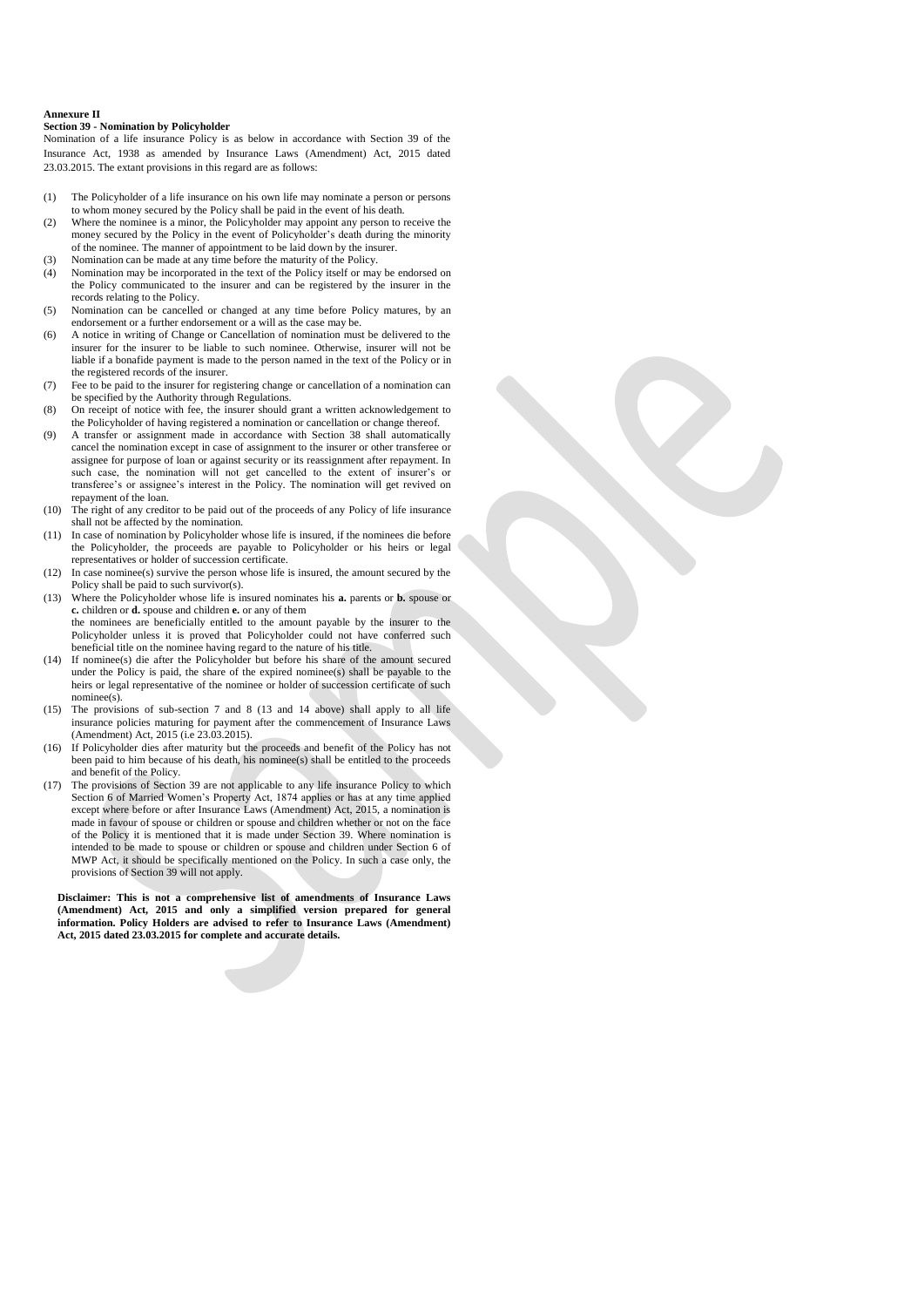**Annexure II**

**Section 39 - Nomination by Policyholder**

Nomination of a life insurance Policy is as below in accordance with Section 39 of the Insurance Act, 1938 as amended by Insurance Laws (Amendment) Act, 2015 dated 23.03.2015. The extant provisions in this regard are as follows:

(1) The Policyholder of a life insurance on his own life may nominate a person or persons to whom money secured by the Policy shall be paid in the event of his death.

(2) Where the nominee is a minor, the Policyholder may appoint any person to receive the money secured by the Policy in the event of Policyholder's death during the minority of the nominee. The manner of appointment to be laid down by the insurer.

(3) Nomination can be made at any time before the maturity of the Policy.

(4) Nomination may be incorporated in the text of the Policy itself or may be endorsed on the Policy communicated to the insurer and can be registered by the insurer in the records relating to the Policy.

(5) Nomination can be cancelled or changed at any time before Policy matures, by an endorsement or a further endorsement or a will as the case may be.

(6) A notice in writing of Change or Cancellation of nomination must be delivered to the insurer for the insurer to be liable to such nominee. Otherwise, insurer will not be liable if a bonafide payment is made to the person named in the text of the Policy or in the registered records of the insurer.

(7) Fee to be paid to the insurer for registering change or cancellation of a nomination can be specified by the Authority through Regulations.

(8) On receipt of notice with fee, the insurer should grant a written acknowledgement to the Policyholder of having registered a nomination or cancellation or change thereof.

(9) A transfer or assignment made in accordance with Section 38 shall automatically cancel the nomination except in case of assignment to the insurer or other transferee or assignee for purpose of loan or against security or its reassignment after repayment. In such case, the nomination will not get cancelled to the extent of insurer's or transferee's or assignee's interest in the Policy. The nomination will get revived on repayment of the loan.

(10) The right of any creditor to be paid out of the proceeds of any Policy of life insurance shall not be affected by the nomination.

(11) In case of nomination by Policyholder whose life is insured, if the nominees die before the Policyholder, the proceeds are payable to Policyholder or his heirs or legal representatives or holder of succession certificate.

(12) In case nominee(s) survive the person whose life is insured, the amount secured by the Policy shall be paid to such survivor(s).

(13) Where the Policyholder whose life is insured nominates his **a.** parents or **b.** spouse or **c.** children or **d.** spouse and children **e.** or any of them
the nominees are beneficially entitled to the amount payable by the insurer to the Policyholder unless it is proved that Policyholder could not have conferred such beneficial title on the nominee having regard to the nature of his title.

(14) If nominee(s) die after the Policyholder but before his share of the amount secured under the Policy is paid, the share of the expired nominee(s) shall be payable to the heirs or legal representative of the nominee or holder of succession certificate of such nominee(s).

(15) The provisions of sub-section 7 and 8 (13 and 14 above) shall apply to all life insurance policies maturing for payment after the commencement of Insurance Laws (Amendment) Act, 2015 (i.e 23.03.2015).

(16) If Policyholder dies after maturity but the proceeds and benefit of the Policy has not been paid to him because of his death, his nominee(s) shall be entitled to the proceeds and benefit of the Policy.

(17) The provisions of Section 39 are not applicable to any life insurance Policy to which Section 6 of Married Women's Property Act, 1874 applies or has at any time applied except where before or after Insurance Laws (Amendment) Act, 2015, a nomination is made in favour of spouse or children or spouse and children whether or not on the face of the Policy it is mentioned that it is made under Section 39. Where nomination is intended to be made to spouse or children or spouse and children under Section 6 of MWP Act, it should be specifically mentioned on the Policy. In such a case only, the provisions of Section 39 will not apply.

**Disclaimer: This is not a comprehensive list of amendments of Insurance Laws (Amendment) Act, 2015 and only a simplified version prepared for general information. Policy Holders are advised to refer to Insurance Laws (Amendment) Act, 2015 dated 23.03.2015 for complete and accurate details.**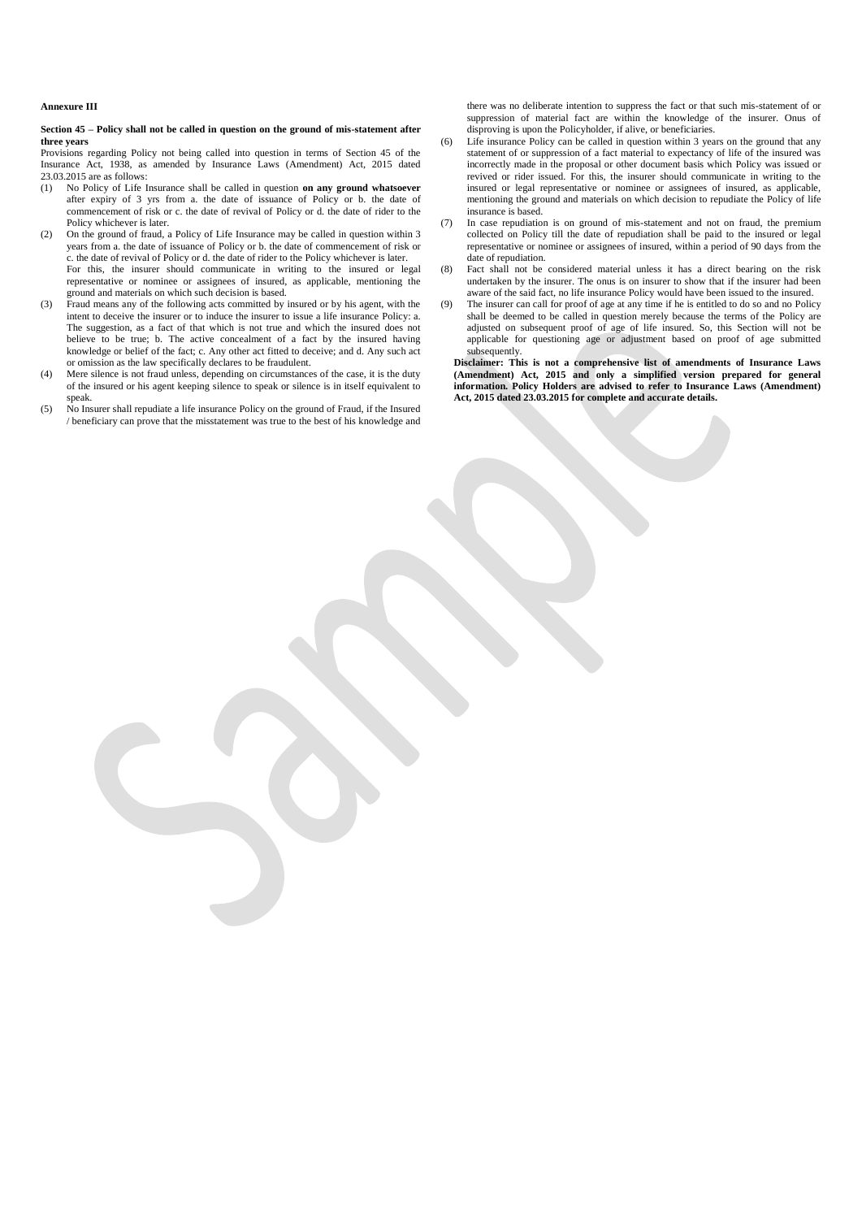**Annexure III**

**Section 45 – Policy shall not be called in question on the ground of mis-statement after three years**

Provisions regarding Policy not being called into question in terms of Section 45 of the Insurance Act, 1938, as amended by Insurance Laws (Amendment) Act, 2015 dated 23.03.2015 are as follows:

(1) No Policy of Life Insurance shall be called in question **on any ground whatsoever** after expiry of 3 yrs from a. the date of issuance of Policy or b. the date of commencement of risk or c. the date of revival of Policy or d. the date of rider to the Policy whichever is later.

(2) On the ground of fraud, a Policy of Life Insurance may be called in question within 3 years from a. the date of issuance of Policy or b. the date of commencement of risk or c. the date of revival of Policy or d. the date of rider to the Policy whichever is later. For this, the insurer should communicate in writing to the insured or legal representative or nominee or assignees of insured, as applicable, mentioning the ground and materials on which such decision is based.

(3) Fraud means any of the following acts committed by insured or by his agent, with the intent to deceive the insurer or to induce the insurer to issue a life insurance Policy: a. The suggestion, as a fact of that which is not true and which the insured does not believe to be true; b. The active concealment of a fact by the insured having knowledge or belief of the fact; c. Any other act fitted to deceive; and d. Any such act or omission as the law specifically declares to be fraudulent.

(4) Mere silence is not fraud unless, depending on circumstances of the case, it is the duty of the insured or his agent keeping silence to speak or silence is in itself equivalent to speak.

(5) No Insurer shall repudiate a life insurance Policy on the ground of Fraud, if the Insured / beneficiary can prove that the misstatement was true to the best of his knowledge and there was no deliberate intention to suppress the fact or that such mis-statement of or suppression of material fact are within the knowledge of the insurer. Onus of disproving is upon the Policyholder, if alive, or beneficiaries.

(6) Life insurance Policy can be called in question within 3 years on the ground that any statement of or suppression of a fact material to expectancy of life of the insured was incorrectly made in the proposal or other document basis which Policy was issued or revived or rider issued. For this, the insurer should communicate in writing to the insured or legal representative or nominee or assignees of insured, as applicable, mentioning the ground and materials on which decision to repudiate the Policy of life insurance is based.

(7) In case repudiation is on ground of mis-statement and not on fraud, the premium collected on Policy till the date of repudiation shall be paid to the insured or legal representative or nominee or assignees of insured, within a period of 90 days from the date of repudiation.

(8) Fact shall not be considered material unless it has a direct bearing on the risk undertaken by the insurer. The onus is on insurer to show that if the insurer had been aware of the said fact, no life insurance Policy would have been issued to the insured.

(9) The insurer can call for proof of age at any time if he is entitled to do so and no Policy shall be deemed to be called in question merely because the terms of the Policy are adjusted on subsequent proof of age of life insured. So, this Section will not be applicable for questioning age or adjustment based on proof of age submitted subsequently.

**Disclaimer: This is not a comprehensive list of amendments of Insurance Laws (Amendment) Act, 2015 and only a simplified version prepared for general information. Policy Holders are advised to refer to Insurance Laws (Amendment) Act, 2015 dated 23.03.2015 for complete and accurate details.**